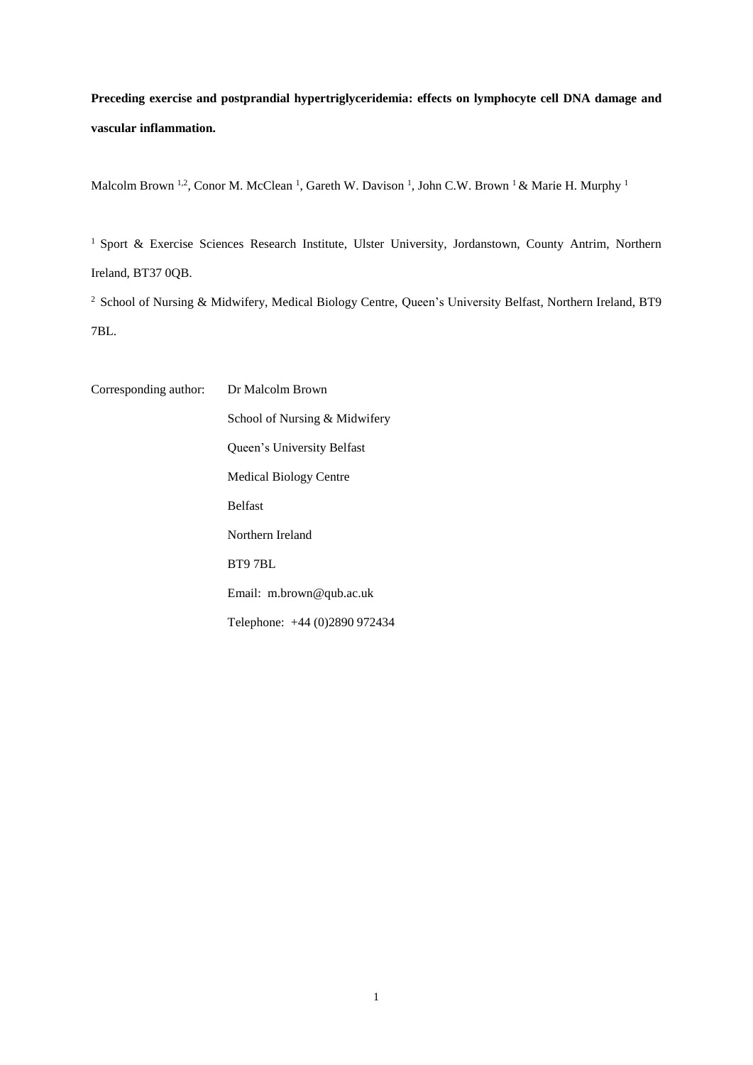**Preceding exercise and postprandial hypertriglyceridemia: effects on lymphocyte cell DNA damage and vascular inflammation.**

Malcolm Brown [1,2], Conor M. McClean [1], Gareth W. Davison [1], John C.W. Brown [1] & Marie H. Murphy [1]

[1] Sport & Exercise Sciences Research Institute, Ulster University, Jordanstown, County Antrim, Northern Ireland, BT37 0QB.

[2] School of Nursing & Midwifery, Medical Biology Centre, Queen's University Belfast, Northern Ireland, BT9 7BL.

Corresponding author: Dr Malcolm Brown

School of Nursing & Midwifery

Queen's University Belfast

Medical Biology Centre

Belfast

Northern Ireland

BT9 7BL

Email: m.brown@qub.ac.uk

Telephone: +44 (0)2890 972434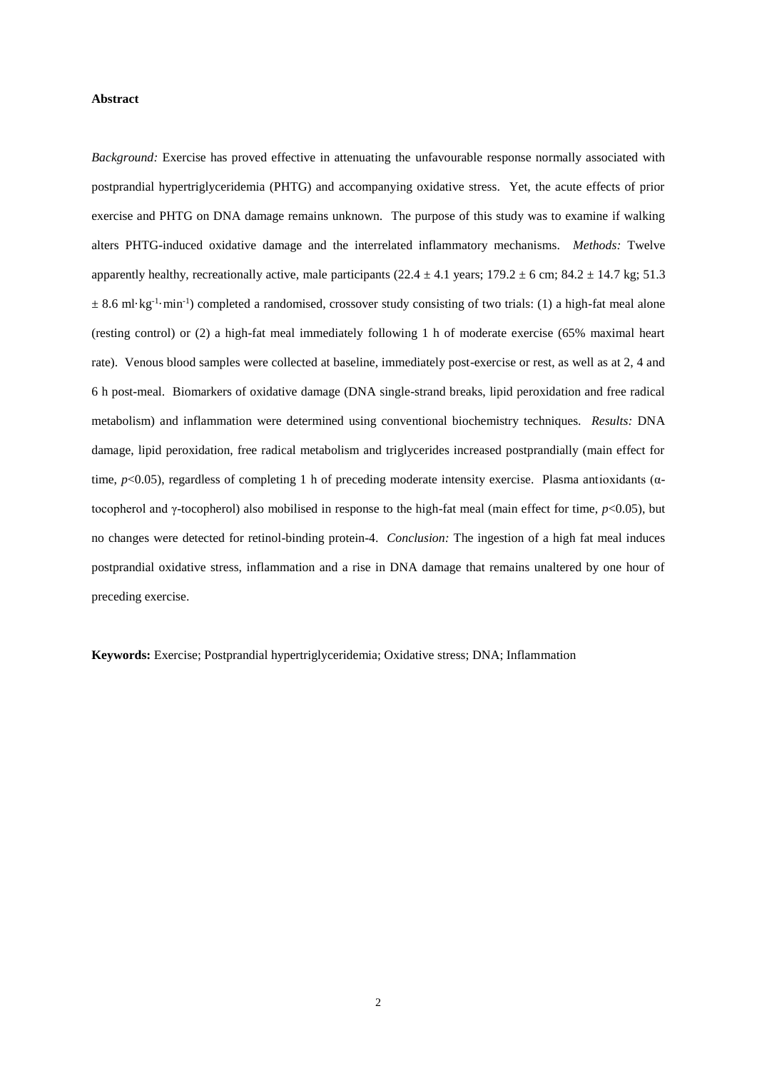**Abstract**

*Background:* Exercise has proved effective in attenuating the unfavourable response normally associated with postprandial hypertriglyceridemia (PHTG) and accompanying oxidative stress. Yet, the acute effects of prior exercise and PHTG on DNA damage remains unknown. The purpose of this study was to examine if walking alters PHTG-induced oxidative damage and the interrelated inflammatory mechanisms. *Methods:* Twelve apparently healthy, recreationally active, male participants (22.4 ± 4.1 years; 179.2 ± 6 cm; 84.2 ± 14.7 kg; 51.3 ± 8.6 ml·kg$^{-1}$·min$^{-1}$) completed a randomised, crossover study consisting of two trials: (1) a high-fat meal alone (resting control) or (2) a high-fat meal immediately following 1 h of moderate exercise (65% maximal heart rate). Venous blood samples were collected at baseline, immediately post-exercise or rest, as well as at 2, 4 and 6 h post-meal. Biomarkers of oxidative damage (DNA single-strand breaks, lipid peroxidation and free radical metabolism) and inflammation were determined using conventional biochemistry techniques. *Results:* DNA damage, lipid peroxidation, free radical metabolism and triglycerides increased postprandially (main effect for time, $p<0.05$), regardless of completing 1 h of preceding moderate intensity exercise. Plasma antioxidants (α-tocopherol and γ-tocopherol) also mobilised in response to the high-fat meal (main effect for time, $p<0.05$), but no changes were detected for retinol-binding protein-4. *Conclusion:* The ingestion of a high fat meal induces postprandial oxidative stress, inflammation and a rise in DNA damage that remains unaltered by one hour of preceding exercise.

**Keywords:** Exercise; Postprandial hypertriglyceridemia; Oxidative stress; DNA; Inflammation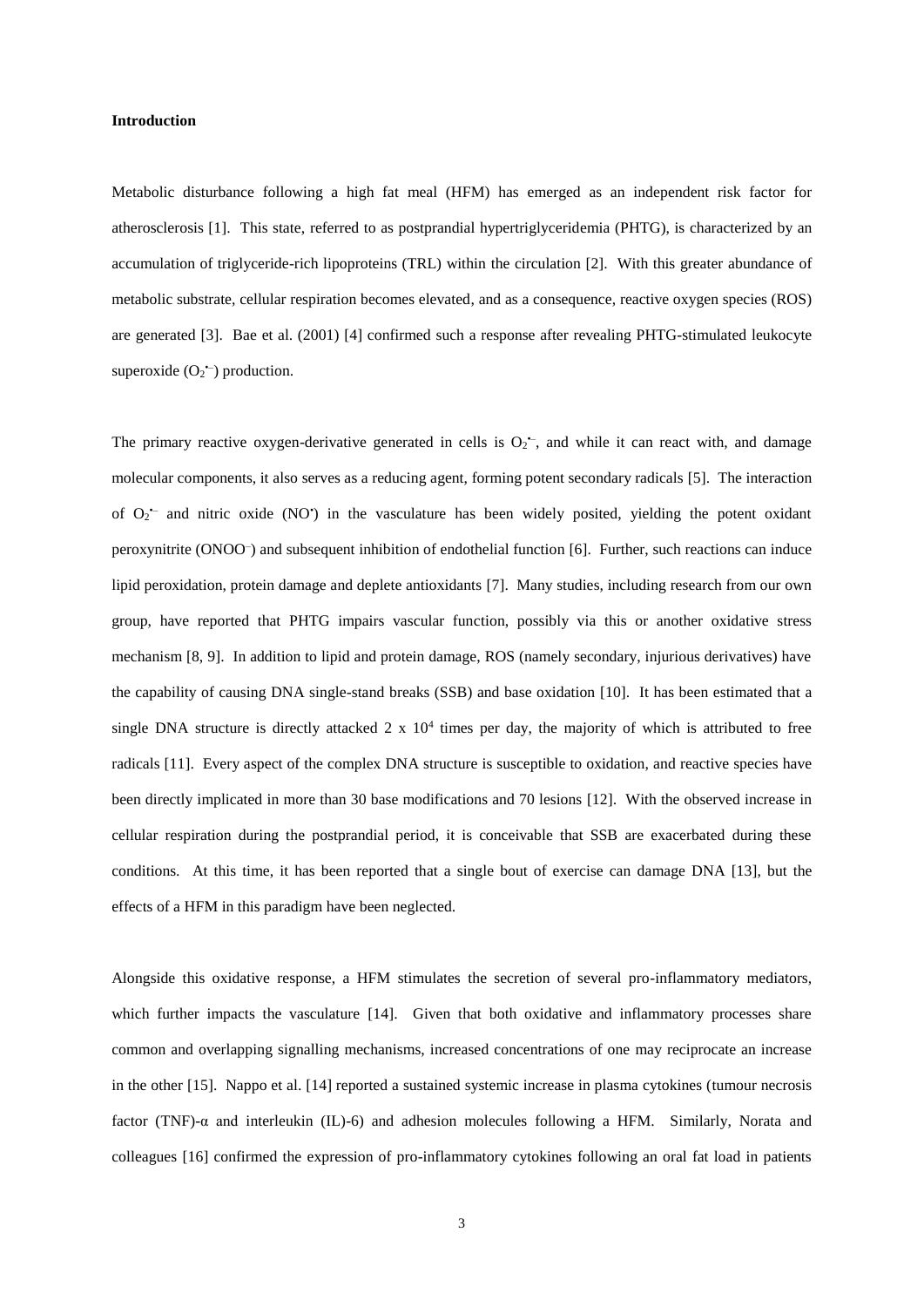**Introduction**

Metabolic disturbance following a high fat meal (HFM) has emerged as an independent risk factor for atherosclerosis [1]. This state, referred to as postprandial hypertriglyceridemia (PHTG), is characterized by an accumulation of triglyceride-rich lipoproteins (TRL) within the circulation [2]. With this greater abundance of metabolic substrate, cellular respiration becomes elevated, and as a consequence, reactive oxygen species (ROS) are generated [3]. Bae et al. (2001) [4] confirmed such a response after revealing PHTG-stimulated leukocyte superoxide ($O_2^{\bullet-}$) production.

The primary reactive oxygen-derivative generated in cells is $O_2^{\bullet-}$, and while it can react with, and damage molecular components, it also serves as a reducing agent, forming potent secondary radicals [5]. The interaction of $O_2^{\bullet-}$ and nitric oxide ($NO^{\bullet}$) in the vasculature has been widely posited, yielding the potent oxidant peroxynitrite ($ONOO^{-}$) and subsequent inhibition of endothelial function [6]. Further, such reactions can induce lipid peroxidation, protein damage and deplete antioxidants [7]. Many studies, including research from our own group, have reported that PHTG impairs vascular function, possibly via this or another oxidative stress mechanism [8, 9]. In addition to lipid and protein damage, ROS (namely secondary, injurious derivatives) have the capability of causing DNA single-stand breaks (SSB) and base oxidation [10]. It has been estimated that a single DNA structure is directly attacked $2 \times 10^4$ times per day, the majority of which is attributed to free radicals [11]. Every aspect of the complex DNA structure is susceptible to oxidation, and reactive species have been directly implicated in more than 30 base modifications and 70 lesions [12]. With the observed increase in cellular respiration during the postprandial period, it is conceivable that SSB are exacerbated during these conditions. At this time, it has been reported that a single bout of exercise can damage DNA [13], but the effects of a HFM in this paradigm have been neglected.

Alongside this oxidative response, a HFM stimulates the secretion of several pro-inflammatory mediators, which further impacts the vasculature [14]. Given that both oxidative and inflammatory processes share common and overlapping signalling mechanisms, increased concentrations of one may reciprocate an increase in the other [15]. Nappo et al. [14] reported a sustained systemic increase in plasma cytokines (tumour necrosis factor (TNF)-α and interleukin (IL)-6) and adhesion molecules following a HFM. Similarly, Norata and colleagues [16] confirmed the expression of pro-inflammatory cytokines following an oral fat load in patients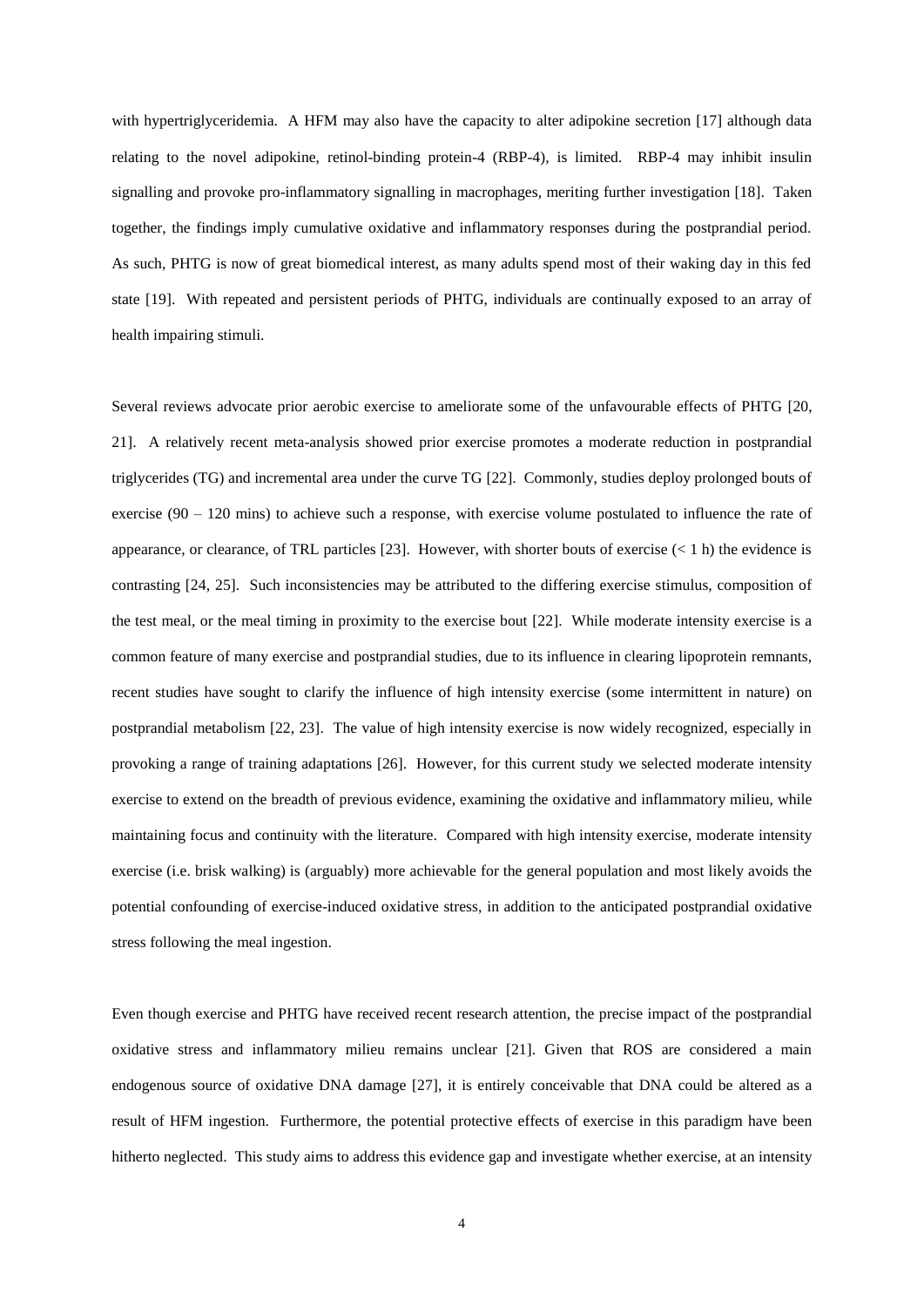with hypertriglyceridemia. A HFM may also have the capacity to alter adipokine secretion [17] although data relating to the novel adipokine, retinol-binding protein-4 (RBP-4), is limited. RBP-4 may inhibit insulin signalling and provoke pro-inflammatory signalling in macrophages, meriting further investigation [18]. Taken together, the findings imply cumulative oxidative and inflammatory responses during the postprandial period. As such, PHTG is now of great biomedical interest, as many adults spend most of their waking day in this fed state [19]. With repeated and persistent periods of PHTG, individuals are continually exposed to an array of health impairing stimuli.

Several reviews advocate prior aerobic exercise to ameliorate some of the unfavourable effects of PHTG [20, 21]. A relatively recent meta-analysis showed prior exercise promotes a moderate reduction in postprandial triglycerides (TG) and incremental area under the curve TG [22]. Commonly, studies deploy prolonged bouts of exercise (90 – 120 mins) to achieve such a response, with exercise volume postulated to influence the rate of appearance, or clearance, of TRL particles [23]. However, with shorter bouts of exercise (< 1 h) the evidence is contrasting [24, 25]. Such inconsistencies may be attributed to the differing exercise stimulus, composition of the test meal, or the meal timing in proximity to the exercise bout [22]. While moderate intensity exercise is a common feature of many exercise and postprandial studies, due to its influence in clearing lipoprotein remnants, recent studies have sought to clarify the influence of high intensity exercise (some intermittent in nature) on postprandial metabolism [22, 23]. The value of high intensity exercise is now widely recognized, especially in provoking a range of training adaptations [26]. However, for this current study we selected moderate intensity exercise to extend on the breadth of previous evidence, examining the oxidative and inflammatory milieu, while maintaining focus and continuity with the literature. Compared with high intensity exercise, moderate intensity exercise (i.e. brisk walking) is (arguably) more achievable for the general population and most likely avoids the potential confounding of exercise-induced oxidative stress, in addition to the anticipated postprandial oxidative stress following the meal ingestion.

Even though exercise and PHTG have received recent research attention, the precise impact of the postprandial oxidative stress and inflammatory milieu remains unclear [21]. Given that ROS are considered a main endogenous source of oxidative DNA damage [27], it is entirely conceivable that DNA could be altered as a result of HFM ingestion. Furthermore, the potential protective effects of exercise in this paradigm have been hitherto neglected. This study aims to address this evidence gap and investigate whether exercise, at an intensity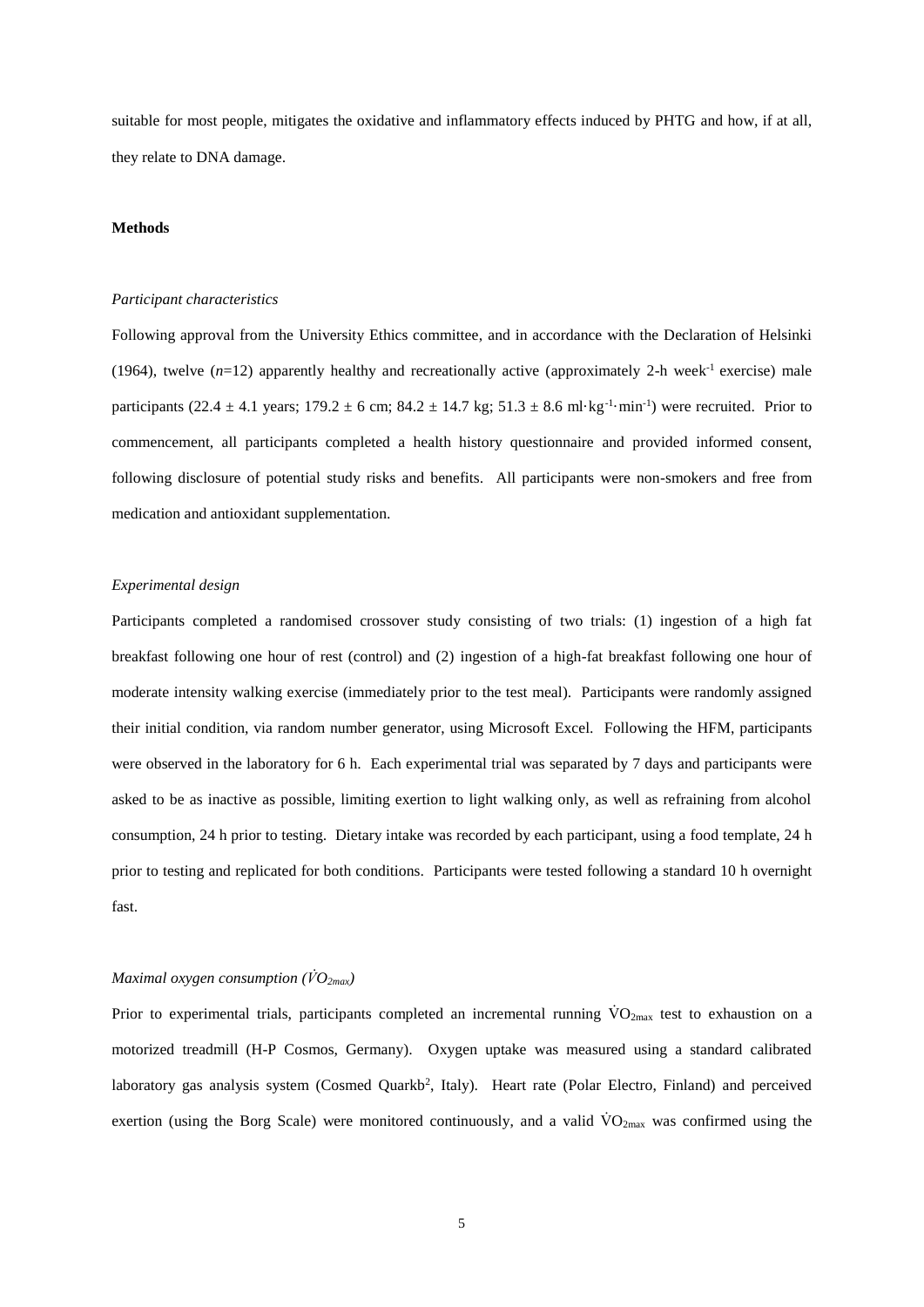suitable for most people, mitigates the oxidative and inflammatory effects induced by PHTG and how, if at all, they relate to DNA damage.

## Methods

### *Participant characteristics*

Following approval from the University Ethics committee, and in accordance with the Declaration of Helsinki (1964), twelve (*n*=12) apparently healthy and recreationally active (approximately 2-h week$^{-1}$ exercise) male participants (22.4 ± 4.1 years; 179.2 ± 6 cm; 84.2 ± 14.7 kg; 51.3 ± 8.6 ml·kg$^{-1}$·min$^{-1}$) were recruited. Prior to commencement, all participants completed a health history questionnaire and provided informed consent, following disclosure of potential study risks and benefits. All participants were non-smokers and free from medication and antioxidant supplementation.

### *Experimental design*

Participants completed a randomised crossover study consisting of two trials: (1) ingestion of a high fat breakfast following one hour of rest (control) and (2) ingestion of a high-fat breakfast following one hour of moderate intensity walking exercise (immediately prior to the test meal). Participants were randomly assigned their initial condition, via random number generator, using Microsoft Excel. Following the HFM, participants were observed in the laboratory for 6 h. Each experimental trial was separated by 7 days and participants were asked to be as inactive as possible, limiting exertion to light walking only, as well as refraining from alcohol consumption, 24 h prior to testing. Dietary intake was recorded by each participant, using a food template, 24 h prior to testing and replicated for both conditions. Participants were tested following a standard 10 h overnight fast.

### *Maximal oxygen consumption ($\dot{V}O_{2max}$)*

Prior to experimental trials, participants completed an incremental running $\dot{V}O_{2max}$ test to exhaustion on a motorized treadmill (H-P Cosmos, Germany). Oxygen uptake was measured using a standard calibrated laboratory gas analysis system (Cosmed Quarkb$^2$, Italy). Heart rate (Polar Electro, Finland) and perceived exertion (using the Borg Scale) were monitored continuously, and a valid $\dot{V}O_{2max}$ was confirmed using the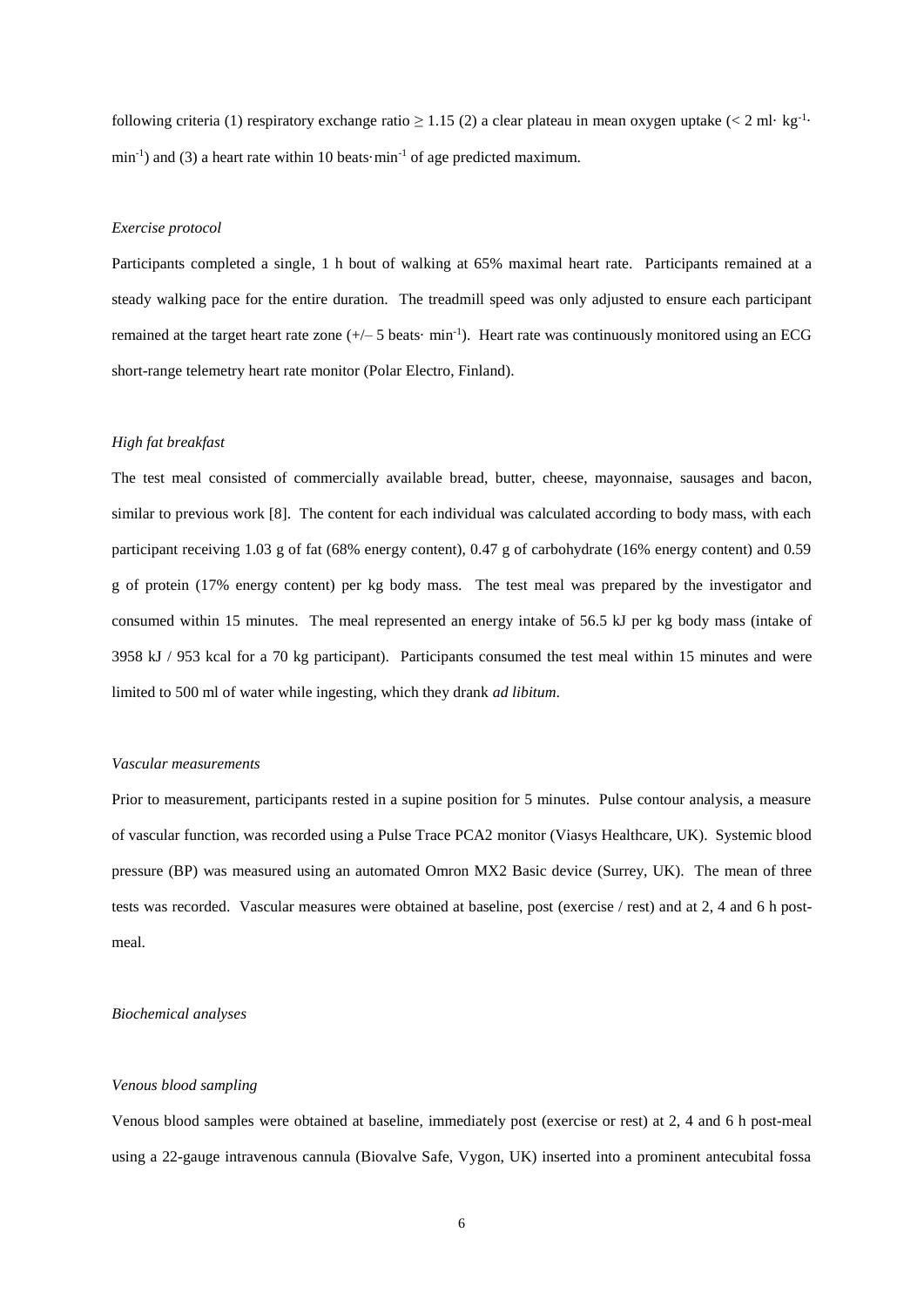following criteria (1) respiratory exchange ratio ≥ 1.15 (2) a clear plateau in mean oxygen uptake (< 2 ml· $kg^{-1}$· $min^{-1}$) and (3) a heart rate within 10 beats·$min^{-1}$ of age predicted maximum.

*Exercise protocol*

Participants completed a single, 1 h bout of walking at 65% maximal heart rate. Participants remained at a steady walking pace for the entire duration. The treadmill speed was only adjusted to ensure each participant remained at the target heart rate zone (+/– 5 beats· $min^{-1}$). Heart rate was continuously monitored using an ECG short-range telemetry heart rate monitor (Polar Electro, Finland).

*High fat breakfast*

The test meal consisted of commercially available bread, butter, cheese, mayonnaise, sausages and bacon, similar to previous work [8]. The content for each individual was calculated according to body mass, with each participant receiving 1.03 g of fat (68% energy content), 0.47 g of carbohydrate (16% energy content) and 0.59 g of protein (17% energy content) per kg body mass. The test meal was prepared by the investigator and consumed within 15 minutes. The meal represented an energy intake of 56.5 kJ per kg body mass (intake of 3958 kJ / 953 kcal for a 70 kg participant). Participants consumed the test meal within 15 minutes and were limited to 500 ml of water while ingesting, which they drank *ad libitum*.

*Vascular measurements*

Prior to measurement, participants rested in a supine position for 5 minutes. Pulse contour analysis, a measure of vascular function, was recorded using a Pulse Trace PCA2 monitor (Viasys Healthcare, UK). Systemic blood pressure (BP) was measured using an automated Omron MX2 Basic device (Surrey, UK). The mean of three tests was recorded. Vascular measures were obtained at baseline, post (exercise / rest) and at 2, 4 and 6 h post-meal.

*Biochemical analyses*

*Venous blood sampling*

Venous blood samples were obtained at baseline, immediately post (exercise or rest) at 2, 4 and 6 h post-meal using a 22-gauge intravenous cannula (Biovalve Safe, Vygon, UK) inserted into a prominent antecubital fossa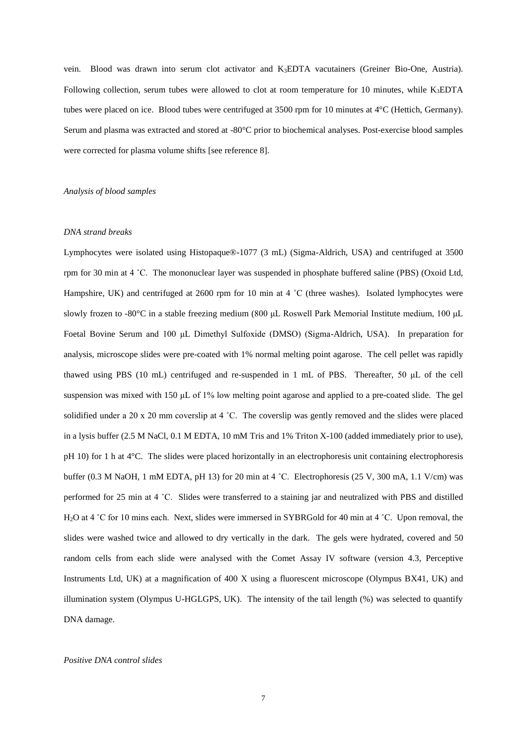vein. Blood was drawn into serum clot activator and $K_3EDTA$ vacutainers (Greiner Bio-One, Austria). Following collection, serum tubes were allowed to clot at room temperature for 10 minutes, while $K_3EDTA$ tubes were placed on ice. Blood tubes were centrifuged at 3500 rpm for 10 minutes at 4°C (Hettich, Germany). Serum and plasma was extracted and stored at -80°C prior to biochemical analyses. Post-exercise blood samples were corrected for plasma volume shifts [see reference 8].

*Analysis of blood samples*

*DNA strand breaks*

Lymphocytes were isolated using Histopaque®-1077 (3 mL) (Sigma-Aldrich, USA) and centrifuged at 3500 rpm for 30 min at 4 ˚C. The mononuclear layer was suspended in phosphate buffered saline (PBS) (Oxoid Ltd, Hampshire, UK) and centrifuged at 2600 rpm for 10 min at 4 ˚C (three washes). Isolated lymphocytes were slowly frozen to -80°C in a stable freezing medium (800 μL Roswell Park Memorial Institute medium, 100 μL Foetal Bovine Serum and 100 μL Dimethyl Sulfoxide (DMSO) (Sigma-Aldrich, USA). In preparation for analysis, microscope slides were pre-coated with 1% normal melting point agarose. The cell pellet was rapidly thawed using PBS (10 mL) centrifuged and re-suspended in 1 mL of PBS. Thereafter, 50 μL of the cell suspension was mixed with 150 μL of 1% low melting point agarose and applied to a pre-coated slide. The gel solidified under a 20 x 20 mm coverslip at 4 ˚C. The coverslip was gently removed and the slides were placed in a lysis buffer (2.5 M NaCl, 0.1 M EDTA, 10 mM Tris and 1% Triton X-100 (added immediately prior to use), pH 10) for 1 h at 4°C. The slides were placed horizontally in an electrophoresis unit containing electrophoresis buffer (0.3 M NaOH, 1 mM EDTA, pH 13) for 20 min at 4 ˚C. Electrophoresis (25 V, 300 mA, 1.1 V/cm) was performed for 25 min at 4 ˚C. Slides were transferred to a staining jar and neutralized with PBS and distilled $H_2O$ at 4 ˚C for 10 mins each. Next, slides were immersed in SYBRGold for 40 min at 4 ˚C. Upon removal, the slides were washed twice and allowed to dry vertically in the dark. The gels were hydrated, covered and 50 random cells from each slide were analysed with the Comet Assay IV software (version 4.3, Perceptive Instruments Ltd, UK) at a magnification of 400 X using a fluorescent microscope (Olympus BX41, UK) and illumination system (Olympus U-HGLGPS, UK). The intensity of the tail length (%) was selected to quantify DNA damage.

*Positive DNA control slides*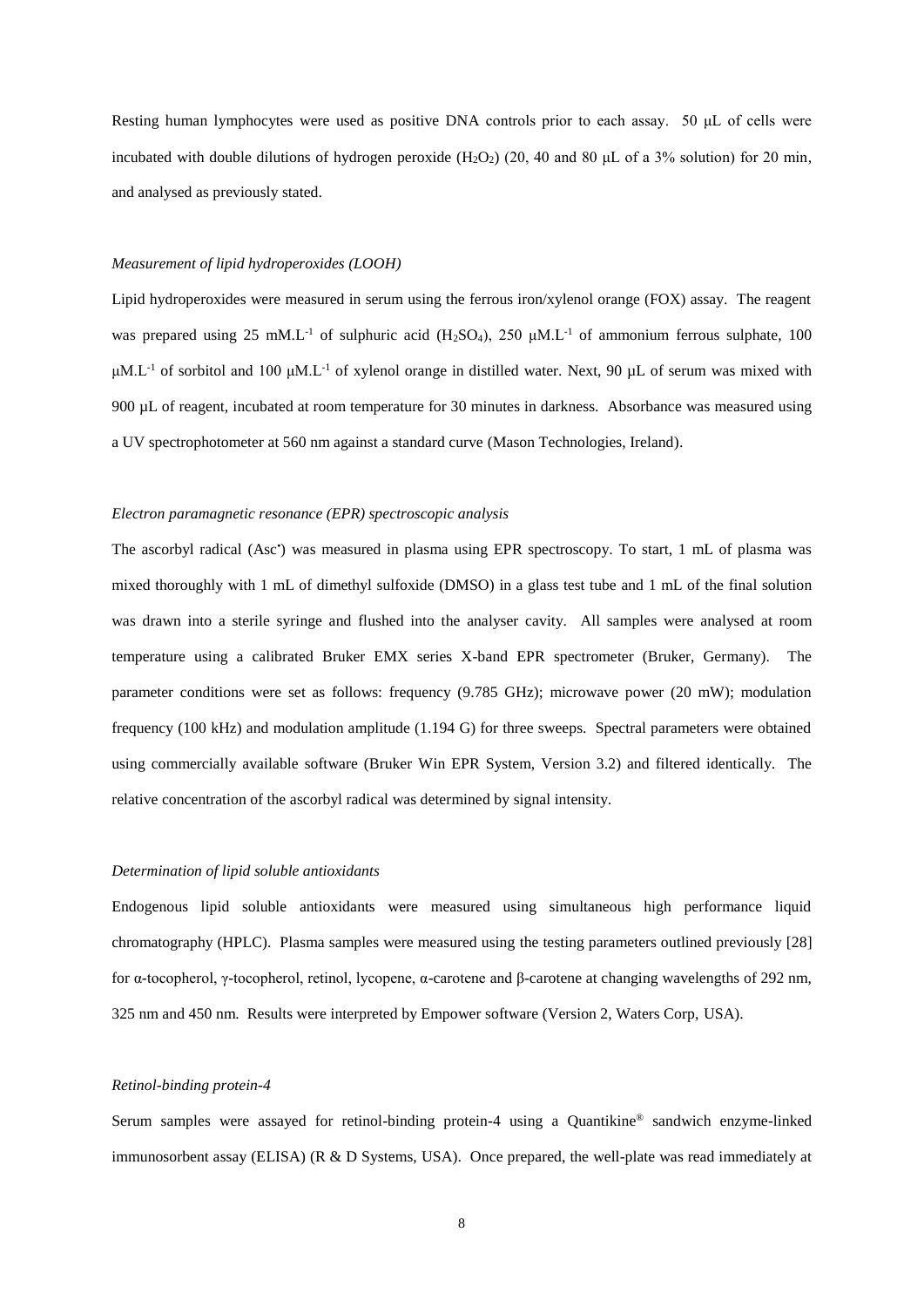Resting human lymphocytes were used as positive DNA controls prior to each assay. 50 μL of cells were incubated with double dilutions of hydrogen peroxide ($H_2O_2$) (20, 40 and 80 μL of a 3% solution) for 20 min, and analysed as previously stated.

*Measurement of lipid hydroperoxides (LOOH)*

Lipid hydroperoxides were measured in serum using the ferrous iron/xylenol orange (FOX) assay. The reagent was prepared using 25 $mM.L^{-1}$ of sulphuric acid ($H_2SO_4$), 250 $\mu M.L^{-1}$ of ammonium ferrous sulphate, 100 $\mu M.L^{-1}$ of sorbitol and 100 $\mu M.L^{-1}$ of xylenol orange in distilled water. Next, 90 μL of serum was mixed with 900 μL of reagent, incubated at room temperature for 30 minutes in darkness. Absorbance was measured using a UV spectrophotometer at 560 nm against a standard curve (Mason Technologies, Ireland).

*Electron paramagnetic resonance (EPR) spectroscopic analysis*

The ascorbyl radical (Asc•) was measured in plasma using EPR spectroscopy. To start, 1 mL of plasma was mixed thoroughly with 1 mL of dimethyl sulfoxide (DMSO) in a glass test tube and 1 mL of the final solution was drawn into a sterile syringe and flushed into the analyser cavity. All samples were analysed at room temperature using a calibrated Bruker EMX series X-band EPR spectrometer (Bruker, Germany). The parameter conditions were set as follows: frequency (9.785 GHz); microwave power (20 mW); modulation frequency (100 kHz) and modulation amplitude (1.194 G) for three sweeps. Spectral parameters were obtained using commercially available software (Bruker Win EPR System, Version 3.2) and filtered identically. The relative concentration of the ascorbyl radical was determined by signal intensity.

*Determination of lipid soluble antioxidants*

Endogenous lipid soluble antioxidants were measured using simultaneous high performance liquid chromatography (HPLC). Plasma samples were measured using the testing parameters outlined previously [28] for α-tocopherol, γ-tocopherol, retinol, lycopene, α-carotene and β-carotene at changing wavelengths of 292 nm, 325 nm and 450 nm. Results were interpreted by Empower software (Version 2, Waters Corp, USA).

*Retinol-binding protein-4*

Serum samples were assayed for retinol-binding protein-4 using a Quantikine® sandwich enzyme-linked immunosorbent assay (ELISA) (R & D Systems, USA). Once prepared, the well-plate was read immediately at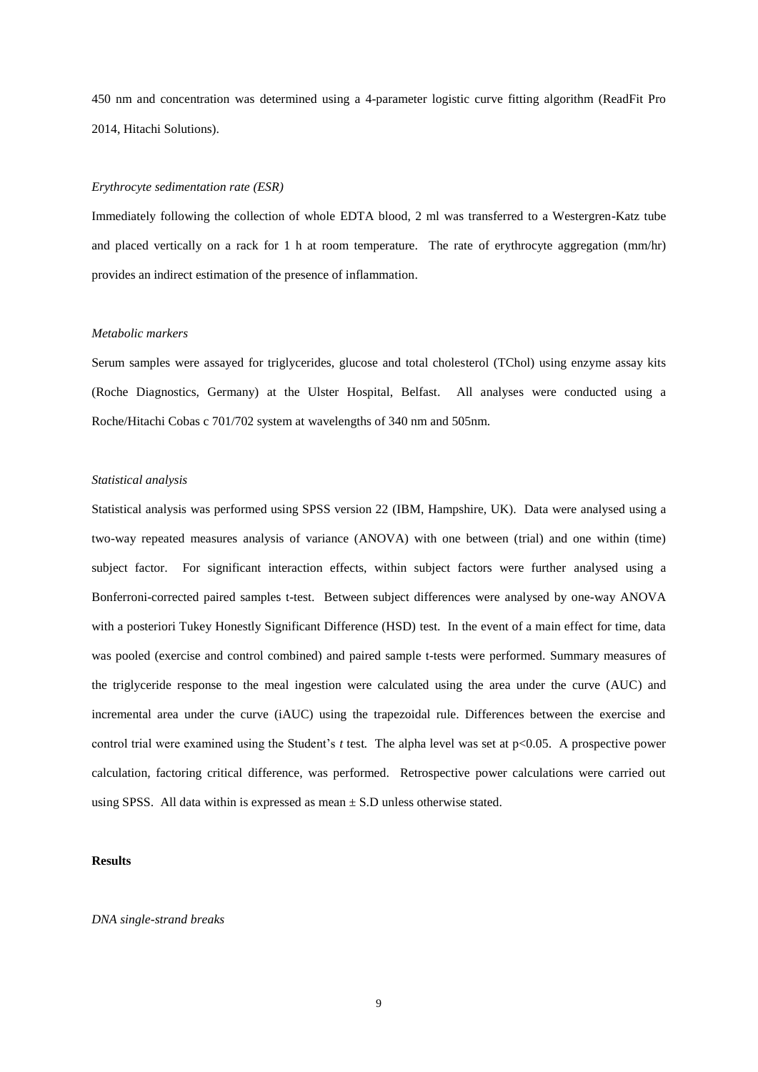450 nm and concentration was determined using a 4-parameter logistic curve fitting algorithm (ReadFit Pro 2014, Hitachi Solutions).

*Erythrocyte sedimentation rate (ESR)*

Immediately following the collection of whole EDTA blood, 2 ml was transferred to a Westergren-Katz tube and placed vertically on a rack for 1 h at room temperature. The rate of erythrocyte aggregation (mm/hr) provides an indirect estimation of the presence of inflammation.

*Metabolic markers*

Serum samples were assayed for triglycerides, glucose and total cholesterol (TChol) using enzyme assay kits (Roche Diagnostics, Germany) at the Ulster Hospital, Belfast. All analyses were conducted using a Roche/Hitachi Cobas c 701/702 system at wavelengths of 340 nm and 505nm.

*Statistical analysis*

Statistical analysis was performed using SPSS version 22 (IBM, Hampshire, UK). Data were analysed using a two-way repeated measures analysis of variance (ANOVA) with one between (trial) and one within (time) subject factor. For significant interaction effects, within subject factors were further analysed using a Bonferroni-corrected paired samples t-test. Between subject differences were analysed by one-way ANOVA with a posteriori Tukey Honestly Significant Difference (HSD) test. In the event of a main effect for time, data was pooled (exercise and control combined) and paired sample t-tests were performed. Summary measures of the triglyceride response to the meal ingestion were calculated using the area under the curve (AUC) and incremental area under the curve (iAUC) using the trapezoidal rule. Differences between the exercise and control trial were examined using the Student's *t* test. The alpha level was set at $p<0.05$. A prospective power calculation, factoring critical difference, was performed. Retrospective power calculations were carried out using SPSS. All data within is expressed as mean $\pm$ S.D unless otherwise stated.

**Results**

*DNA single-strand breaks*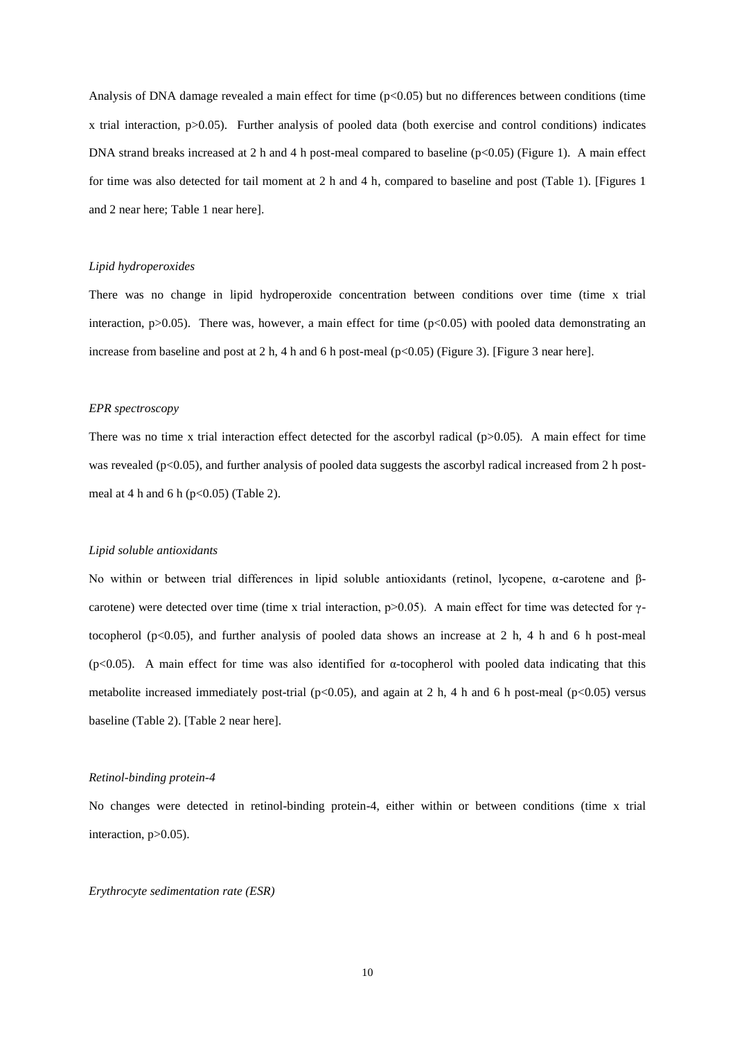Analysis of DNA damage revealed a main effect for time ($p<0.05$) but no differences between conditions (time x trial interaction, $p>0.05$). Further analysis of pooled data (both exercise and control conditions) indicates DNA strand breaks increased at 2 h and 4 h post-meal compared to baseline ($p<0.05$) (Figure 1). A main effect for time was also detected for tail moment at 2 h and 4 h, compared to baseline and post (Table 1). [Figures 1 and 2 near here; Table 1 near here].

*Lipid hydroperoxides*

There was no change in lipid hydroperoxide concentration between conditions over time (time x trial interaction, $p>0.05$). There was, however, a main effect for time ($p<0.05$) with pooled data demonstrating an increase from baseline and post at 2 h, 4 h and 6 h post-meal ($p<0.05$) (Figure 3). [Figure 3 near here].

*EPR spectroscopy*

There was no time x trial interaction effect detected for the ascorbyl radical ($p>0.05$). A main effect for time was revealed ($p<0.05$), and further analysis of pooled data suggests the ascorbyl radical increased from 2 h post-meal at 4 h and 6 h ($p<0.05$) (Table 2).

*Lipid soluble antioxidants*

No within or between trial differences in lipid soluble antioxidants (retinol, lycopene, α-carotene and β-carotene) were detected over time (time x trial interaction, $p>0.05$). A main effect for time was detected for γ-tocopherol ($p<0.05$), and further analysis of pooled data shows an increase at 2 h, 4 h and 6 h post-meal ($p<0.05$). A main effect for time was also identified for α-tocopherol with pooled data indicating that this metabolite increased immediately post-trial ($p<0.05$), and again at 2 h, 4 h and 6 h post-meal ($p<0.05$) versus baseline (Table 2). [Table 2 near here].

*Retinol-binding protein-4*

No changes were detected in retinol-binding protein-4, either within or between conditions (time x trial interaction, $p>0.05$).

*Erythrocyte sedimentation rate (ESR)*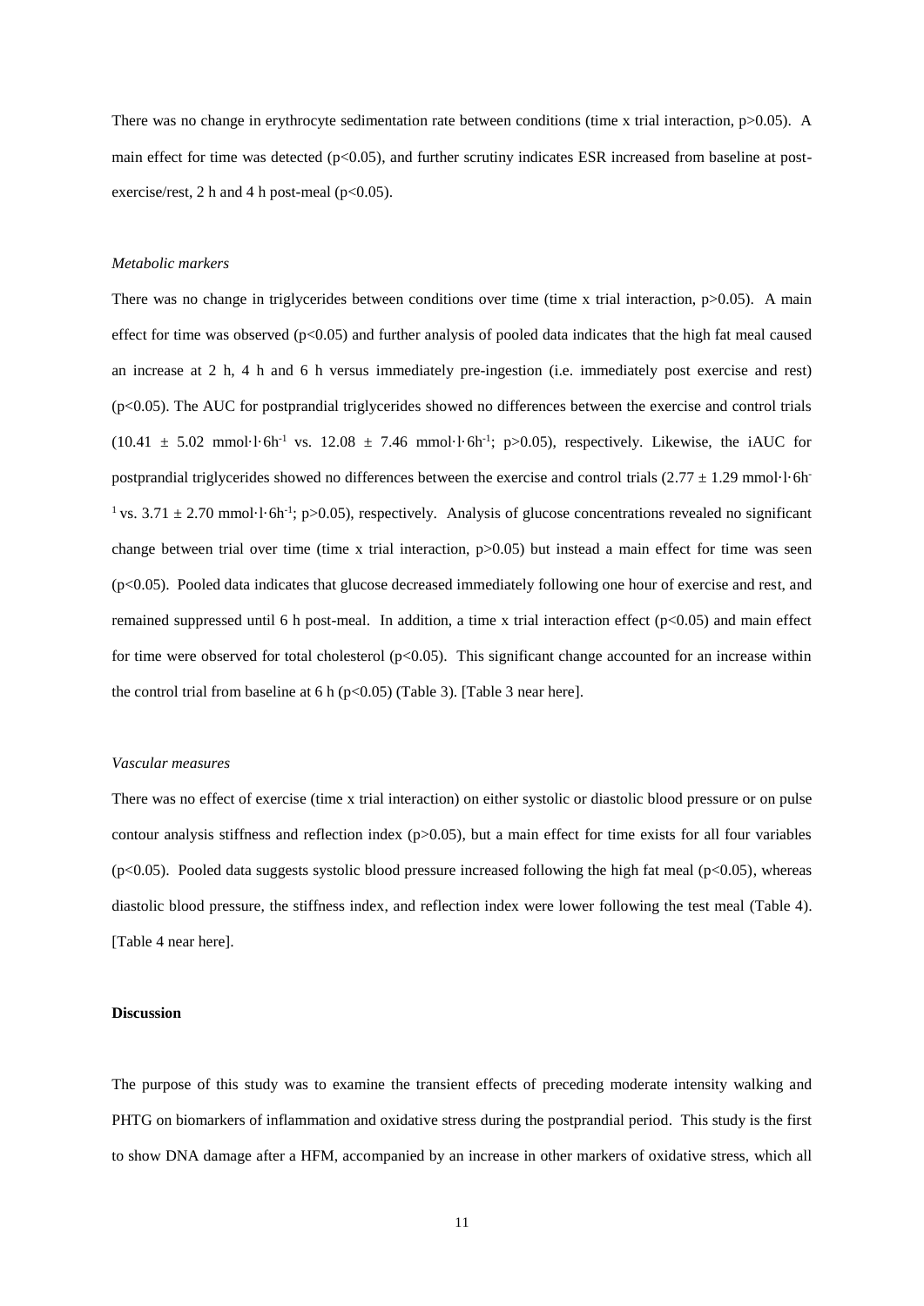There was no change in erythrocyte sedimentation rate between conditions (time x trial interaction, $p>0.05$). A main effect for time was detected ($p<0.05$), and further scrutiny indicates ESR increased from baseline at post-exercise/rest, 2 h and 4 h post-meal ($p<0.05$).

*Metabolic markers*

There was no change in triglycerides between conditions over time (time x trial interaction, $p>0.05$). A main effect for time was observed ($p<0.05$) and further analysis of pooled data indicates that the high fat meal caused an increase at 2 h, 4 h and 6 h versus immediately pre-ingestion (i.e. immediately post exercise and rest) ($p<0.05$). The AUC for postprandial triglycerides showed no differences between the exercise and control trials ($10.41 \pm 5.02$ $mmol \cdot l \cdot 6h^{-1}$ vs. $12.08 \pm 7.46$ $mmol \cdot l \cdot 6h^{-1}$; $p>0.05$), respectively. Likewise, the iAUC for postprandial triglycerides showed no differences between the exercise and control trials ($2.77 \pm 1.29$ $mmol \cdot l \cdot 6h^{-1}$ vs. $3.71 \pm 2.70$ $mmol \cdot l \cdot 6h^{-1}$; $p>0.05$), respectively. Analysis of glucose concentrations revealed no significant change between trial over time (time x trial interaction, $p>0.05$) but instead a main effect for time was seen ($p<0.05$). Pooled data indicates that glucose decreased immediately following one hour of exercise and rest, and remained suppressed until 6 h post-meal. In addition, a time x trial interaction effect ($p<0.05$) and main effect for time were observed for total cholesterol ($p<0.05$). This significant change accounted for an increase within the control trial from baseline at 6 h ($p<0.05$) (Table 3). [Table 3 near here].

*Vascular measures*

There was no effect of exercise (time x trial interaction) on either systolic or diastolic blood pressure or on pulse contour analysis stiffness and reflection index ($p>0.05$), but a main effect for time exists for all four variables ($p<0.05$). Pooled data suggests systolic blood pressure increased following the high fat meal ($p<0.05$), whereas diastolic blood pressure, the stiffness index, and reflection index were lower following the test meal (Table 4). [Table 4 near here].

**Discussion**

The purpose of this study was to examine the transient effects of preceding moderate intensity walking and PHTG on biomarkers of inflammation and oxidative stress during the postprandial period. This study is the first to show DNA damage after a HFM, accompanied by an increase in other markers of oxidative stress, which all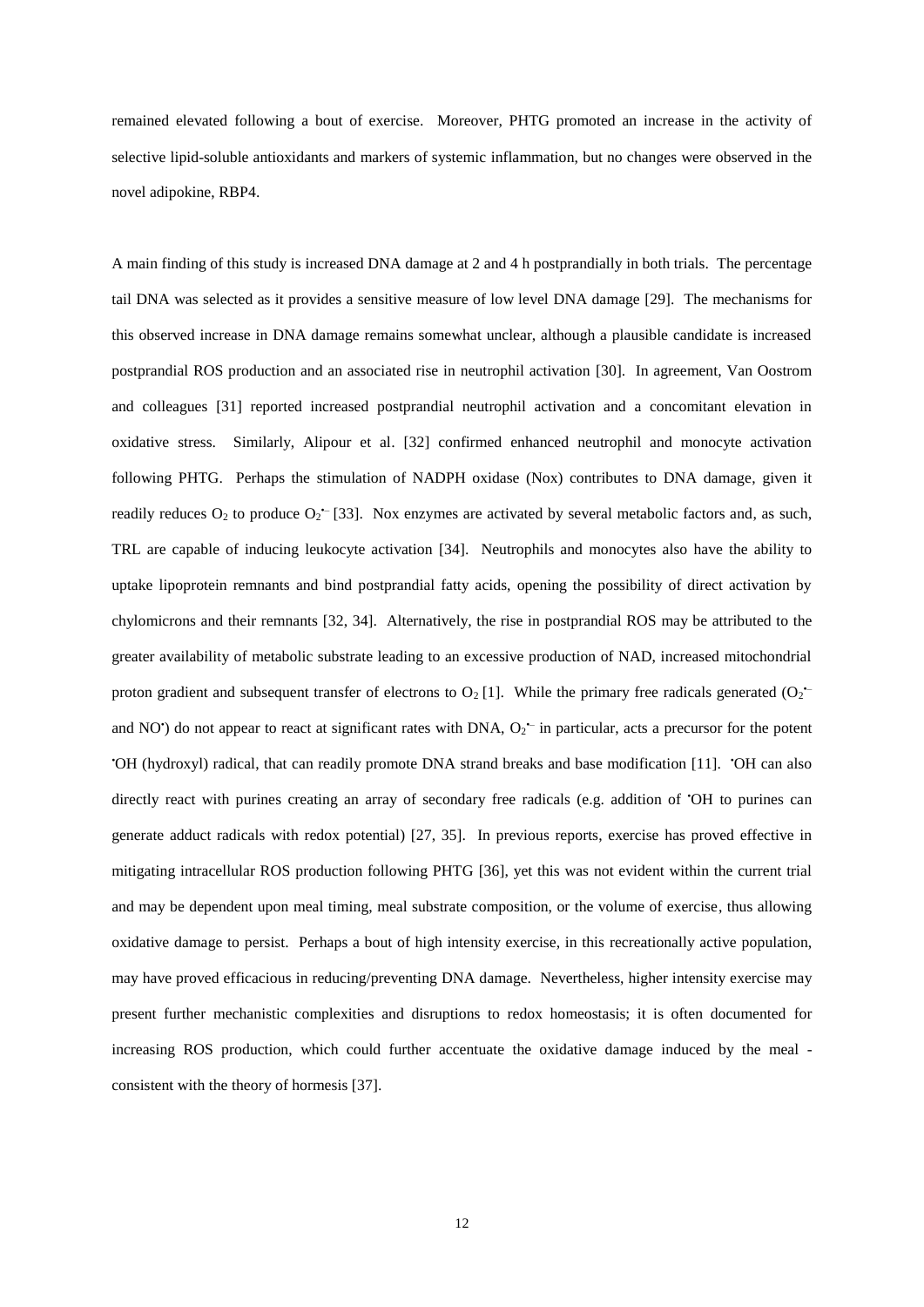remained elevated following a bout of exercise. Moreover, PHTG promoted an increase in the activity of selective lipid-soluble antioxidants and markers of systemic inflammation, but no changes were observed in the novel adipokine, RBP4.

A main finding of this study is increased DNA damage at 2 and 4 h postprandially in both trials. The percentage tail DNA was selected as it provides a sensitive measure of low level DNA damage [29]. The mechanisms for this observed increase in DNA damage remains somewhat unclear, although a plausible candidate is increased postprandial ROS production and an associated rise in neutrophil activation [30]. In agreement, Van Oostrom and colleagues [31] reported increased postprandial neutrophil activation and a concomitant elevation in oxidative stress. Similarly, Alipour et al. [32] confirmed enhanced neutrophil and monocyte activation following PHTG. Perhaps the stimulation of NADPH oxidase (Nox) contributes to DNA damage, given it readily reduces $O_2$ to produce $O_2^{\bullet-}$ [33]. Nox enzymes are activated by several metabolic factors and, as such, TRL are capable of inducing leukocyte activation [34]. Neutrophils and monocytes also have the ability to uptake lipoprotein remnants and bind postprandial fatty acids, opening the possibility of direct activation by chylomicrons and their remnants [32, 34]. Alternatively, the rise in postprandial ROS may be attributed to the greater availability of metabolic substrate leading to an excessive production of NAD, increased mitochondrial proton gradient and subsequent transfer of electrons to $O_2$ [1]. While the primary free radicals generated ($O_2^{\bullet-}$ and $NO^{\bullet}$) do not appear to react at significant rates with DNA, $O_2^{\bullet-}$ in particular, acts a precursor for the potent $^{\bullet}OH$ (hydroxyl) radical, that can readily promote DNA strand breaks and base modification [11]. $^{\bullet}OH$ can also directly react with purines creating an array of secondary free radicals (e.g. addition of $^{\bullet}OH$ to purines can generate adduct radicals with redox potential) [27, 35]. In previous reports, exercise has proved effective in mitigating intracellular ROS production following PHTG [36], yet this was not evident within the current trial and may be dependent upon meal timing, meal substrate composition, or the volume of exercise, thus allowing oxidative damage to persist. Perhaps a bout of high intensity exercise, in this recreationally active population, may have proved efficacious in reducing/preventing DNA damage. Nevertheless, higher intensity exercise may present further mechanistic complexities and disruptions to redox homeostasis; it is often documented for increasing ROS production, which could further accentuate the oxidative damage induced by the meal - consistent with the theory of hormesis [37].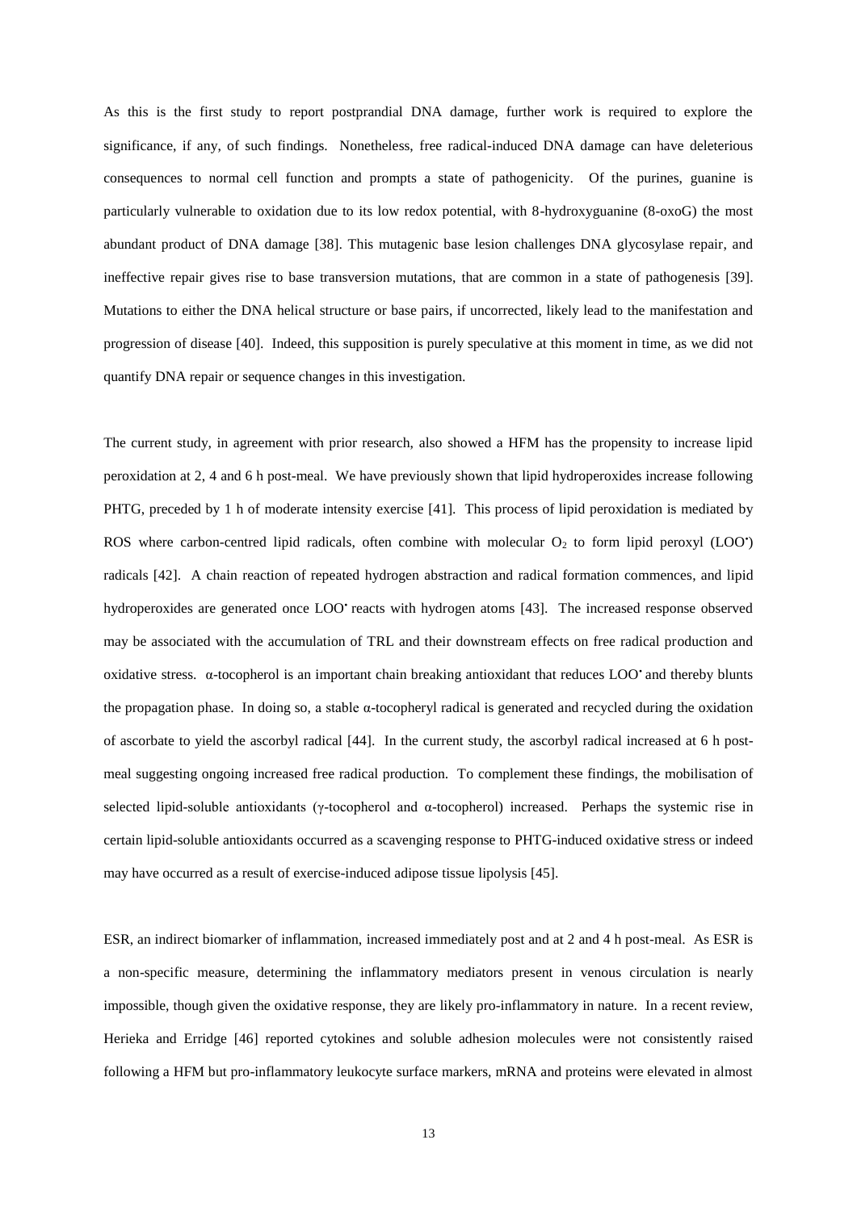As this is the first study to report postprandial DNA damage, further work is required to explore the significance, if any, of such findings. Nonetheless, free radical-induced DNA damage can have deleterious consequences to normal cell function and prompts a state of pathogenicity. Of the purines, guanine is particularly vulnerable to oxidation due to its low redox potential, with 8-hydroxyguanine (8-oxoG) the most abundant product of DNA damage [38]. This mutagenic base lesion challenges DNA glycosylase repair, and ineffective repair gives rise to base transversion mutations, that are common in a state of pathogenesis [39]. Mutations to either the DNA helical structure or base pairs, if uncorrected, likely lead to the manifestation and progression of disease [40]. Indeed, this supposition is purely speculative at this moment in time, as we did not quantify DNA repair or sequence changes in this investigation.

The current study, in agreement with prior research, also showed a HFM has the propensity to increase lipid peroxidation at 2, 4 and 6 h post-meal. We have previously shown that lipid hydroperoxides increase following PHTG, preceded by 1 h of moderate intensity exercise [41]. This process of lipid peroxidation is mediated by ROS where carbon-centred lipid radicals, often combine with molecular $O_2$ to form lipid peroxyl (LOO•) radicals [42]. A chain reaction of repeated hydrogen abstraction and radical formation commences, and lipid hydroperoxides are generated once LOO• reacts with hydrogen atoms [43]. The increased response observed may be associated with the accumulation of TRL and their downstream effects on free radical production and oxidative stress. α-tocopherol is an important chain breaking antioxidant that reduces LOO• and thereby blunts the propagation phase. In doing so, a stable α-tocopheryl radical is generated and recycled during the oxidation of ascorbate to yield the ascorbyl radical [44]. In the current study, the ascorbyl radical increased at 6 h post-meal suggesting ongoing increased free radical production. To complement these findings, the mobilisation of selected lipid-soluble antioxidants (γ-tocopherol and α-tocopherol) increased. Perhaps the systemic rise in certain lipid-soluble antioxidants occurred as a scavenging response to PHTG-induced oxidative stress or indeed may have occurred as a result of exercise-induced adipose tissue lipolysis [45].

ESR, an indirect biomarker of inflammation, increased immediately post and at 2 and 4 h post-meal. As ESR is a non-specific measure, determining the inflammatory mediators present in venous circulation is nearly impossible, though given the oxidative response, they are likely pro-inflammatory in nature. In a recent review, Herieka and Erridge [46] reported cytokines and soluble adhesion molecules were not consistently raised following a HFM but pro-inflammatory leukocyte surface markers, mRNA and proteins were elevated in almost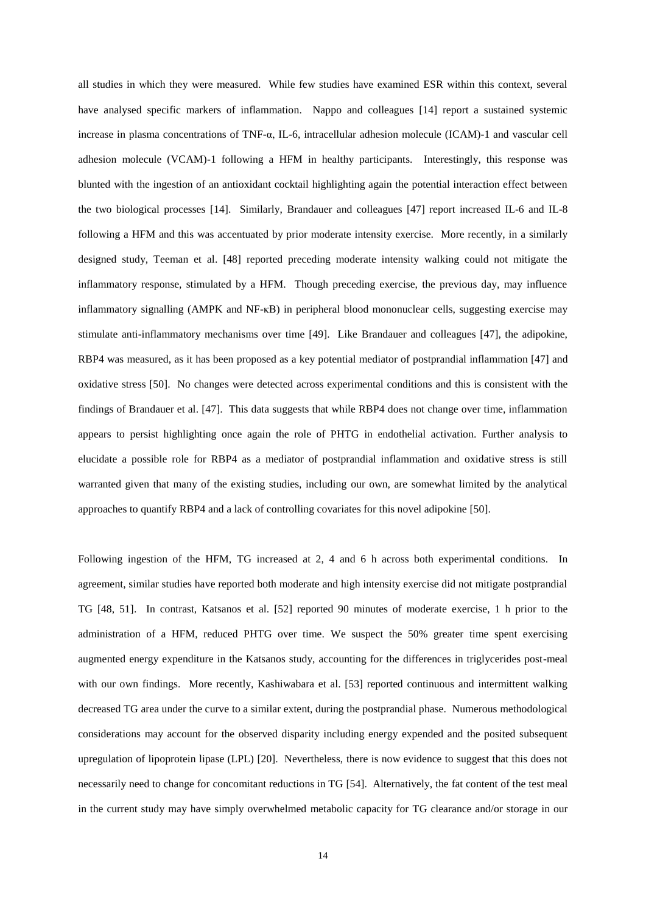all studies in which they were measured. While few studies have examined ESR within this context, several have analysed specific markers of inflammation. Nappo and colleagues [14] report a sustained systemic increase in plasma concentrations of TNF-α, IL-6, intracellular adhesion molecule (ICAM)-1 and vascular cell adhesion molecule (VCAM)-1 following a HFM in healthy participants. Interestingly, this response was blunted with the ingestion of an antioxidant cocktail highlighting again the potential interaction effect between the two biological processes [14]. Similarly, Brandauer and colleagues [47] report increased IL-6 and IL-8 following a HFM and this was accentuated by prior moderate intensity exercise. More recently, in a similarly designed study, Teeman et al. [48] reported preceding moderate intensity walking could not mitigate the inflammatory response, stimulated by a HFM. Though preceding exercise, the previous day, may influence inflammatory signalling (AMPK and NF-κB) in peripheral blood mononuclear cells, suggesting exercise may stimulate anti-inflammatory mechanisms over time [49]. Like Brandauer and colleagues [47], the adipokine, RBP4 was measured, as it has been proposed as a key potential mediator of postprandial inflammation [47] and oxidative stress [50]. No changes were detected across experimental conditions and this is consistent with the findings of Brandauer et al. [47]. This data suggests that while RBP4 does not change over time, inflammation appears to persist highlighting once again the role of PHTG in endothelial activation. Further analysis to elucidate a possible role for RBP4 as a mediator of postprandial inflammation and oxidative stress is still warranted given that many of the existing studies, including our own, are somewhat limited by the analytical approaches to quantify RBP4 and a lack of controlling covariates for this novel adipokine [50].

Following ingestion of the HFM, TG increased at 2, 4 and 6 h across both experimental conditions. In agreement, similar studies have reported both moderate and high intensity exercise did not mitigate postprandial TG [48, 51]. In contrast, Katsanos et al. [52] reported 90 minutes of moderate exercise, 1 h prior to the administration of a HFM, reduced PHTG over time. We suspect the 50% greater time spent exercising augmented energy expenditure in the Katsanos study, accounting for the differences in triglycerides post-meal with our own findings. More recently, Kashiwabara et al. [53] reported continuous and intermittent walking decreased TG area under the curve to a similar extent, during the postprandial phase. Numerous methodological considerations may account for the observed disparity including energy expended and the posited subsequent upregulation of lipoprotein lipase (LPL) [20]. Nevertheless, there is now evidence to suggest that this does not necessarily need to change for concomitant reductions in TG [54]. Alternatively, the fat content of the test meal in the current study may have simply overwhelmed metabolic capacity for TG clearance and/or storage in our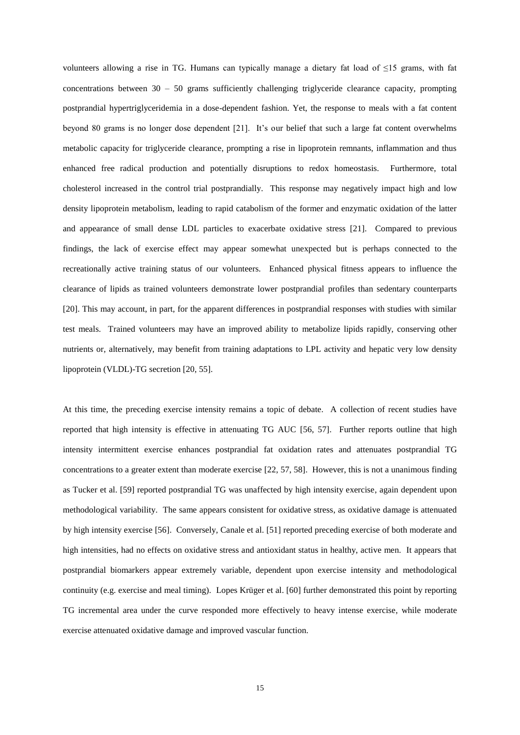volunteers allowing a rise in TG. Humans can typically manage a dietary fat load of ≤15 grams, with fat concentrations between 30 – 50 grams sufficiently challenging triglyceride clearance capacity, prompting postprandial hypertriglyceridemia in a dose-dependent fashion. Yet, the response to meals with a fat content beyond 80 grams is no longer dose dependent [21]. It's our belief that such a large fat content overwhelms metabolic capacity for triglyceride clearance, prompting a rise in lipoprotein remnants, inflammation and thus enhanced free radical production and potentially disruptions to redox homeostasis. Furthermore, total cholesterol increased in the control trial postprandially. This response may negatively impact high and low density lipoprotein metabolism, leading to rapid catabolism of the former and enzymatic oxidation of the latter and appearance of small dense LDL particles to exacerbate oxidative stress [21]. Compared to previous findings, the lack of exercise effect may appear somewhat unexpected but is perhaps connected to the recreationally active training status of our volunteers. Enhanced physical fitness appears to influence the clearance of lipids as trained volunteers demonstrate lower postprandial profiles than sedentary counterparts [20]. This may account, in part, for the apparent differences in postprandial responses with studies with similar test meals. Trained volunteers may have an improved ability to metabolize lipids rapidly, conserving other nutrients or, alternatively, may benefit from training adaptations to LPL activity and hepatic very low density lipoprotein (VLDL)-TG secretion [20, 55].

At this time, the preceding exercise intensity remains a topic of debate. A collection of recent studies have reported that high intensity is effective in attenuating TG AUC [56, 57]. Further reports outline that high intensity intermittent exercise enhances postprandial fat oxidation rates and attenuates postprandial TG concentrations to a greater extent than moderate exercise [22, 57, 58]. However, this is not a unanimous finding as Tucker et al. [59] reported postprandial TG was unaffected by high intensity exercise, again dependent upon methodological variability. The same appears consistent for oxidative stress, as oxidative damage is attenuated by high intensity exercise [56]. Conversely, Canale et al. [51] reported preceding exercise of both moderate and high intensities, had no effects on oxidative stress and antioxidant status in healthy, active men. It appears that postprandial biomarkers appear extremely variable, dependent upon exercise intensity and methodological continuity (e.g. exercise and meal timing). Lopes Krüger et al. [60] further demonstrated this point by reporting TG incremental area under the curve responded more effectively to heavy intense exercise, while moderate exercise attenuated oxidative damage and improved vascular function.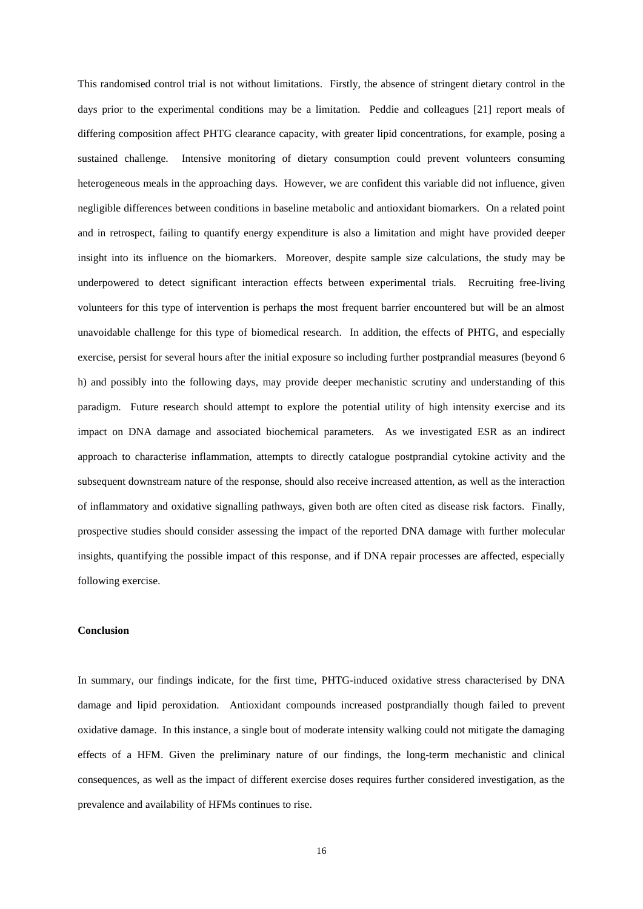This randomised control trial is not without limitations. Firstly, the absence of stringent dietary control in the days prior to the experimental conditions may be a limitation. Peddie and colleagues [21] report meals of differing composition affect PHTG clearance capacity, with greater lipid concentrations, for example, posing a sustained challenge. Intensive monitoring of dietary consumption could prevent volunteers consuming heterogeneous meals in the approaching days. However, we are confident this variable did not influence, given negligible differences between conditions in baseline metabolic and antioxidant biomarkers. On a related point and in retrospect, failing to quantify energy expenditure is also a limitation and might have provided deeper insight into its influence on the biomarkers. Moreover, despite sample size calculations, the study may be underpowered to detect significant interaction effects between experimental trials. Recruiting free-living volunteers for this type of intervention is perhaps the most frequent barrier encountered but will be an almost unavoidable challenge for this type of biomedical research. In addition, the effects of PHTG, and especially exercise, persist for several hours after the initial exposure so including further postprandial measures (beyond 6 h) and possibly into the following days, may provide deeper mechanistic scrutiny and understanding of this paradigm. Future research should attempt to explore the potential utility of high intensity exercise and its impact on DNA damage and associated biochemical parameters. As we investigated ESR as an indirect approach to characterise inflammation, attempts to directly catalogue postprandial cytokine activity and the subsequent downstream nature of the response, should also receive increased attention, as well as the interaction of inflammatory and oxidative signalling pathways, given both are often cited as disease risk factors. Finally, prospective studies should consider assessing the impact of the reported DNA damage with further molecular insights, quantifying the possible impact of this response, and if DNA repair processes are affected, especially following exercise.

**Conclusion**

In summary, our findings indicate, for the first time, PHTG-induced oxidative stress characterised by DNA damage and lipid peroxidation. Antioxidant compounds increased postprandially though failed to prevent oxidative damage. In this instance, a single bout of moderate intensity walking could not mitigate the damaging effects of a HFM. Given the preliminary nature of our findings, the long-term mechanistic and clinical consequences, as well as the impact of different exercise doses requires further considered investigation, as the prevalence and availability of HFMs continues to rise.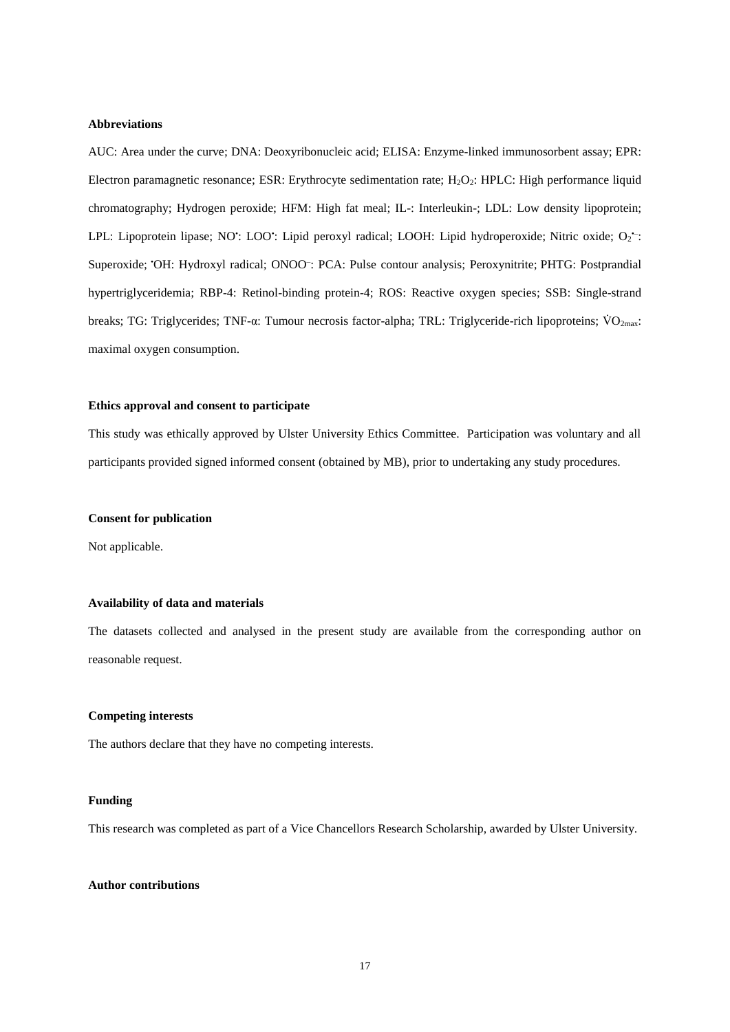**Abbreviations**

AUC: Area under the curve; DNA: Deoxyribonucleic acid; ELISA: Enzyme-linked immunosorbent assay; EPR: Electron paramagnetic resonance; ESR: Erythrocyte sedimentation rate; $H_2O_2$: HPLC: High performance liquid chromatography; Hydrogen peroxide; HFM: High fat meal; IL-: Interleukin-; LDL: Low density lipoprotein; LPL: Lipoprotein lipase; $NO^•$: $LOO^•$: Lipid peroxyl radical; LOOH: Lipid hydroperoxide; Nitric oxide; $O_2^{•-}$: Superoxide; $^•OH$: Hydroxyl radical; $ONOO^-$: PCA: Pulse contour analysis; Peroxynitrite; PHTG: Postprandial hypertriglyceridemia; RBP-4: Retinol-binding protein-4; ROS: Reactive oxygen species; SSB: Single-strand breaks; TG: Triglycerides; TNF-α: Tumour necrosis factor-alpha; TRL: Triglyceride-rich lipoproteins; $\dot{V}O_{2max}$: maximal oxygen consumption.

**Ethics approval and consent to participate**

This study was ethically approved by Ulster University Ethics Committee. Participation was voluntary and all participants provided signed informed consent (obtained by MB), prior to undertaking any study procedures.

**Consent for publication**

Not applicable.

**Availability of data and materials**

The datasets collected and analysed in the present study are available from the corresponding author on reasonable request.

**Competing interests**

The authors declare that they have no competing interests.

**Funding**

This research was completed as part of a Vice Chancellors Research Scholarship, awarded by Ulster University.

**Author contributions**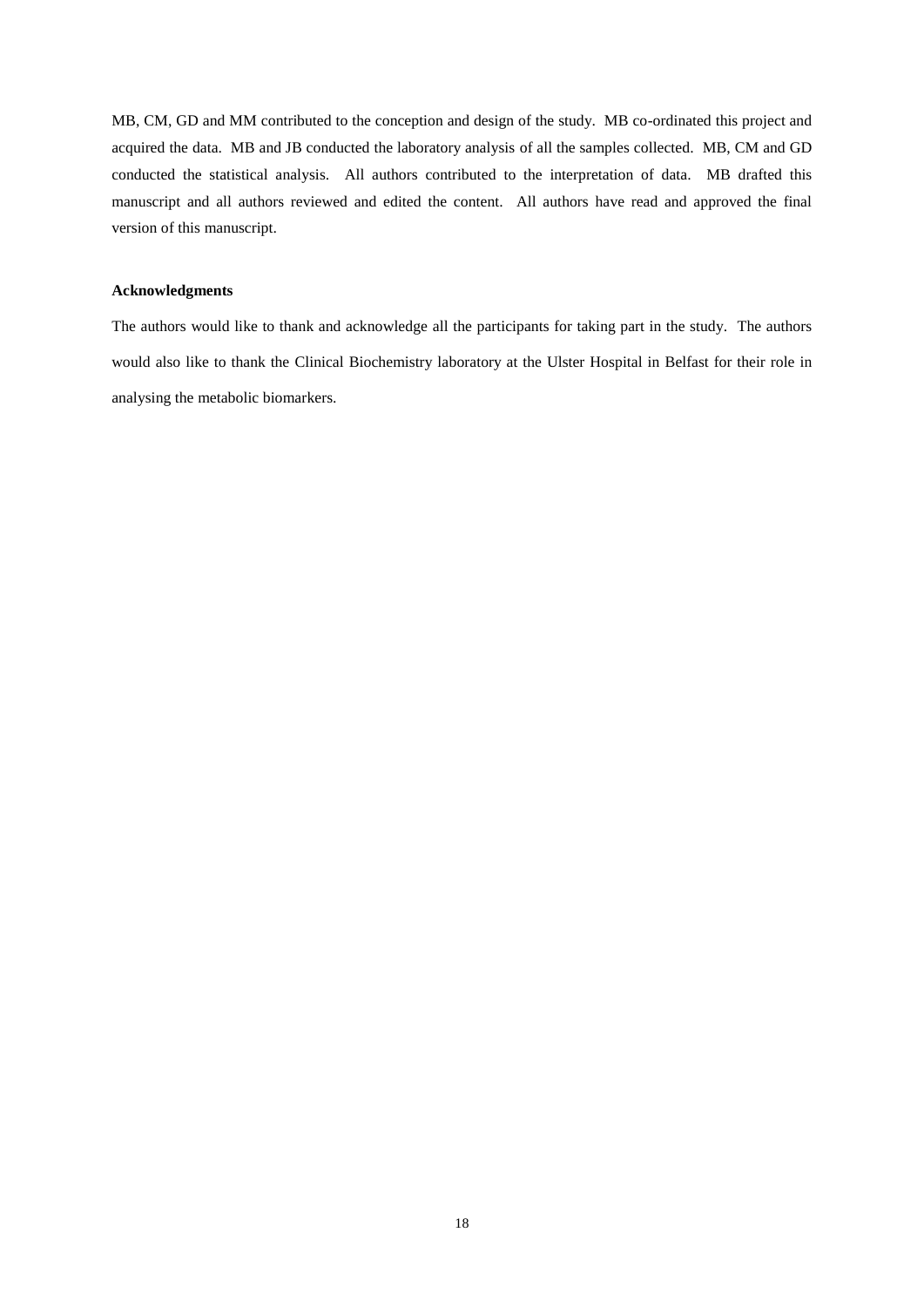MB, CM, GD and MM contributed to the conception and design of the study. MB co-ordinated this project and acquired the data. MB and JB conducted the laboratory analysis of all the samples collected. MB, CM and GD conducted the statistical analysis. All authors contributed to the interpretation of data. MB drafted this manuscript and all authors reviewed and edited the content. All authors have read and approved the final version of this manuscript.

**Acknowledgments**

The authors would like to thank and acknowledge all the participants for taking part in the study. The authors would also like to thank the Clinical Biochemistry laboratory at the Ulster Hospital in Belfast for their role in analysing the metabolic biomarkers.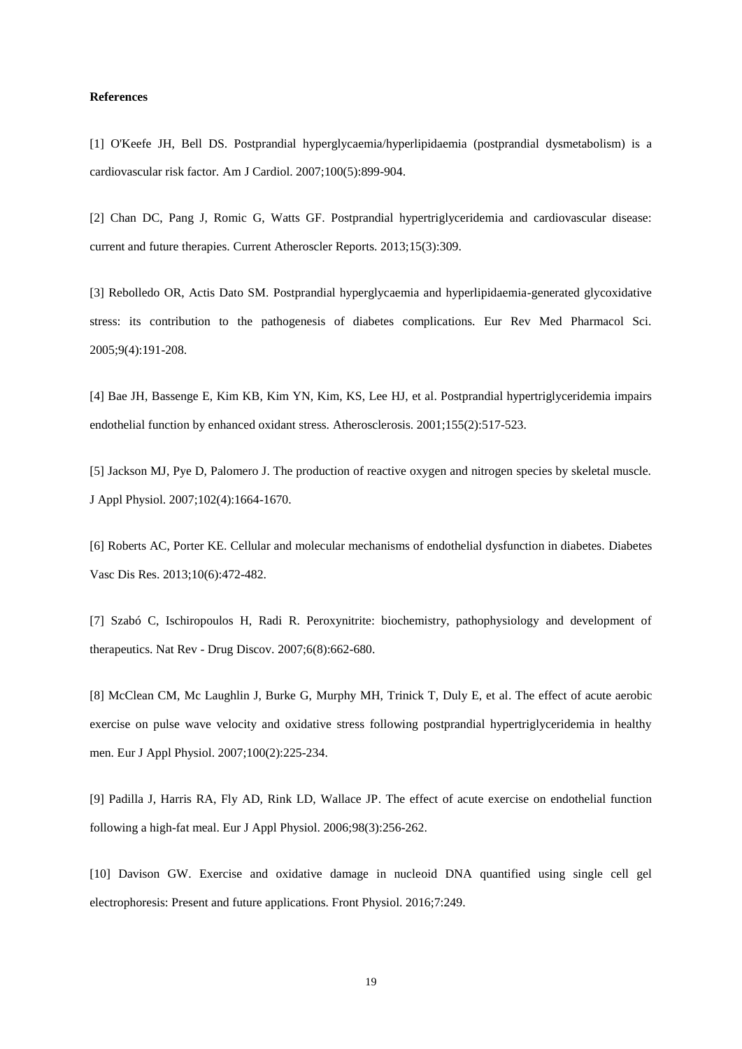**References**

[1] O'Keefe JH, Bell DS. Postprandial hyperglycaemia/hyperlipidaemia (postprandial dysmetabolism) is a cardiovascular risk factor. Am J Cardiol. 2007;100(5):899-904.

[2] Chan DC, Pang J, Romic G, Watts GF. Postprandial hypertriglyceridemia and cardiovascular disease: current and future therapies. Current Atheroscler Reports. 2013;15(3):309.

[3] Rebolledo OR, Actis Dato SM. Postprandial hyperglycaemia and hyperlipidaemia-generated glycoxidative stress: its contribution to the pathogenesis of diabetes complications. Eur Rev Med Pharmacol Sci. 2005;9(4):191-208.

[4] Bae JH, Bassenge E, Kim KB, Kim YN, Kim, KS, Lee HJ, et al. Postprandial hypertriglyceridemia impairs endothelial function by enhanced oxidant stress. Atherosclerosis. 2001;155(2):517-523.

[5] Jackson MJ, Pye D, Palomero J. The production of reactive oxygen and nitrogen species by skeletal muscle. J Appl Physiol. 2007;102(4):1664-1670.

[6] Roberts AC, Porter KE. Cellular and molecular mechanisms of endothelial dysfunction in diabetes. Diabetes Vasc Dis Res. 2013;10(6):472-482.

[7] Szabó C, Ischiropoulos H, Radi R. Peroxynitrite: biochemistry, pathophysiology and development of therapeutics. Nat Rev - Drug Discov. 2007;6(8):662-680.

[8] McClean CM, Mc Laughlin J, Burke G, Murphy MH, Trinick T, Duly E, et al. The effect of acute aerobic exercise on pulse wave velocity and oxidative stress following postprandial hypertriglyceridemia in healthy men. Eur J Appl Physiol. 2007;100(2):225-234.

[9] Padilla J, Harris RA, Fly AD, Rink LD, Wallace JP. The effect of acute exercise on endothelial function following a high-fat meal. Eur J Appl Physiol. 2006;98(3):256-262.

[10] Davison GW. Exercise and oxidative damage in nucleoid DNA quantified using single cell gel electrophoresis: Present and future applications. Front Physiol. 2016;7:249.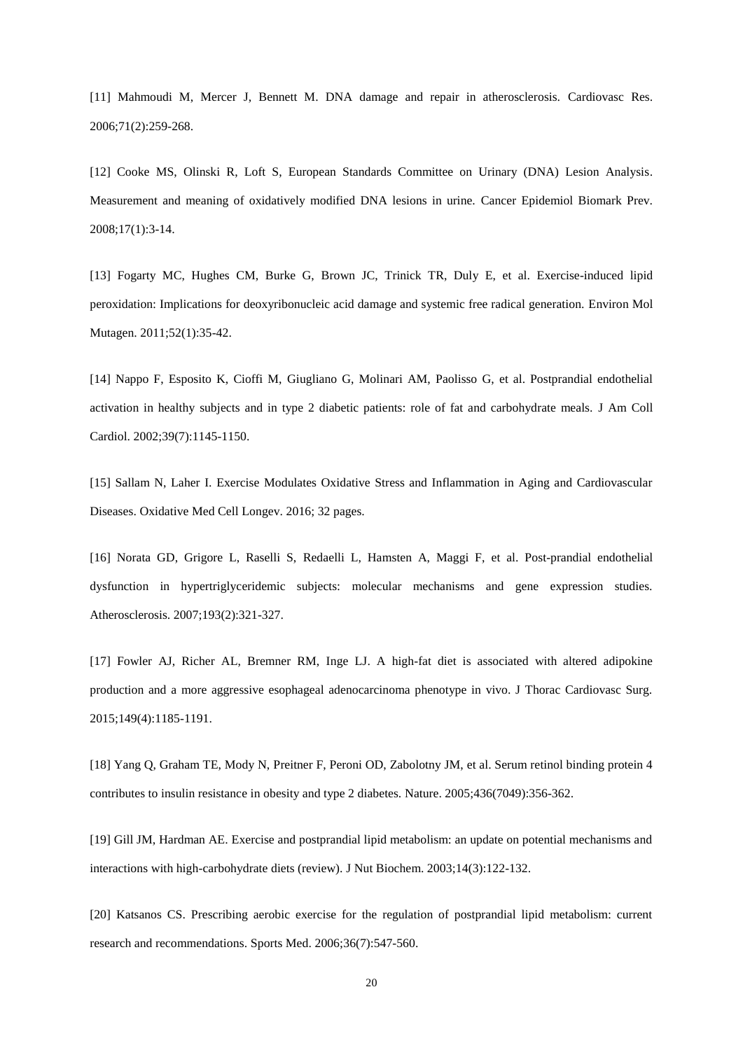[11] Mahmoudi M, Mercer J, Bennett M. DNA damage and repair in atherosclerosis. Cardiovasc Res. 2006;71(2):259-268.

[12] Cooke MS, Olinski R, Loft S, European Standards Committee on Urinary (DNA) Lesion Analysis. Measurement and meaning of oxidatively modified DNA lesions in urine. Cancer Epidemiol Biomark Prev. 2008;17(1):3-14.

[13] Fogarty MC, Hughes CM, Burke G, Brown JC, Trinick TR, Duly E, et al. Exercise-induced lipid peroxidation: Implications for deoxyribonucleic acid damage and systemic free radical generation. Environ Mol Mutagen. 2011;52(1):35-42.

[14] Nappo F, Esposito K, Cioffi M, Giugliano G, Molinari AM, Paolisso G, et al. Postprandial endothelial activation in healthy subjects and in type 2 diabetic patients: role of fat and carbohydrate meals. J Am Coll Cardiol. 2002;39(7):1145-1150.

[15] Sallam N, Laher I. Exercise Modulates Oxidative Stress and Inflammation in Aging and Cardiovascular Diseases. Oxidative Med Cell Longev. 2016; 32 pages.

[16] Norata GD, Grigore L, Raselli S, Redaelli L, Hamsten A, Maggi F, et al. Post-prandial endothelial dysfunction in hypertriglyceridemic subjects: molecular mechanisms and gene expression studies. Atherosclerosis. 2007;193(2):321-327.

[17] Fowler AJ, Richer AL, Bremner RM, Inge LJ. A high-fat diet is associated with altered adipokine production and a more aggressive esophageal adenocarcinoma phenotype in vivo. J Thorac Cardiovasc Surg. 2015;149(4):1185-1191.

[18] Yang Q, Graham TE, Mody N, Preitner F, Peroni OD, Zabolotny JM, et al. Serum retinol binding protein 4 contributes to insulin resistance in obesity and type 2 diabetes. Nature. 2005;436(7049):356-362.

[19] Gill JM, Hardman AE. Exercise and postprandial lipid metabolism: an update on potential mechanisms and interactions with high-carbohydrate diets (review). J Nut Biochem. 2003;14(3):122-132.

[20] Katsanos CS. Prescribing aerobic exercise for the regulation of postprandial lipid metabolism: current research and recommendations. Sports Med. 2006;36(7):547-560.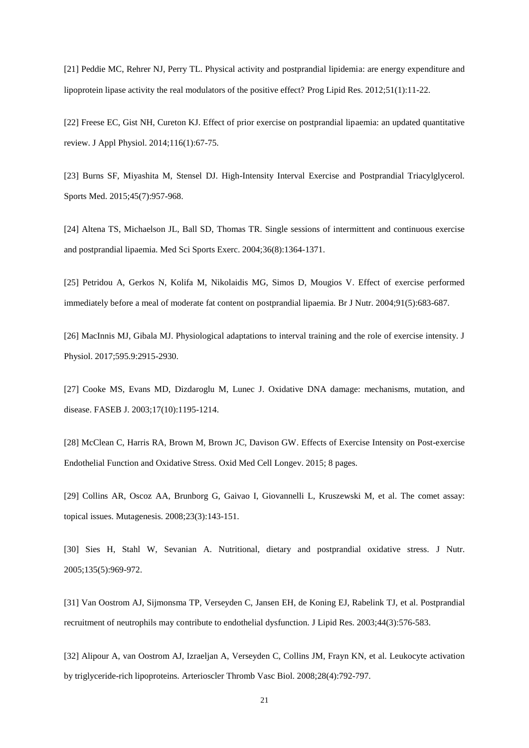[21] Peddie MC, Rehrer NJ, Perry TL. Physical activity and postprandial lipidemia: are energy expenditure and lipoprotein lipase activity the real modulators of the positive effect? Prog Lipid Res. 2012;51(1):11-22.

[22] Freese EC, Gist NH, Cureton KJ. Effect of prior exercise on postprandial lipaemia: an updated quantitative review. J Appl Physiol. 2014;116(1):67-75.

[23] Burns SF, Miyashita M, Stensel DJ. High-Intensity Interval Exercise and Postprandial Triacylglycerol. Sports Med. 2015;45(7):957-968.

[24] Altena TS, Michaelson JL, Ball SD, Thomas TR. Single sessions of intermittent and continuous exercise and postprandial lipaemia. Med Sci Sports Exerc. 2004;36(8):1364-1371.

[25] Petridou A, Gerkos N, Kolifa M, Nikolaidis MG, Simos D, Mougios V. Effect of exercise performed immediately before a meal of moderate fat content on postprandial lipaemia. Br J Nutr. 2004;91(5):683-687.

[26] MacInnis MJ, Gibala MJ. Physiological adaptations to interval training and the role of exercise intensity. J Physiol. 2017;595.9:2915-2930.

[27] Cooke MS, Evans MD, Dizdaroglu M, Lunec J. Oxidative DNA damage: mechanisms, mutation, and disease. FASEB J. 2003;17(10):1195-1214.

[28] McClean C, Harris RA, Brown M, Brown JC, Davison GW. Effects of Exercise Intensity on Post-exercise Endothelial Function and Oxidative Stress. Oxid Med Cell Longev. 2015; 8 pages.

[29] Collins AR, Oscoz AA, Brunborg G, Gaivao I, Giovannelli L, Kruszewski M, et al. The comet assay: topical issues. Mutagenesis. 2008;23(3):143-151.

[30] Sies H, Stahl W, Sevanian A. Nutritional, dietary and postprandial oxidative stress. J Nutr. 2005;135(5):969-972.

[31] Van Oostrom AJ, Sijmonsma TP, Verseyden C, Jansen EH, de Koning EJ, Rabelink TJ, et al. Postprandial recruitment of neutrophils may contribute to endothelial dysfunction. J Lipid Res. 2003;44(3):576-583.

[32] Alipour A, van Oostrom AJ, Izraeljan A, Verseyden C, Collins JM, Frayn KN, et al. Leukocyte activation by triglyceride-rich lipoproteins. Arterioscler Thromb Vasc Biol. 2008;28(4):792-797.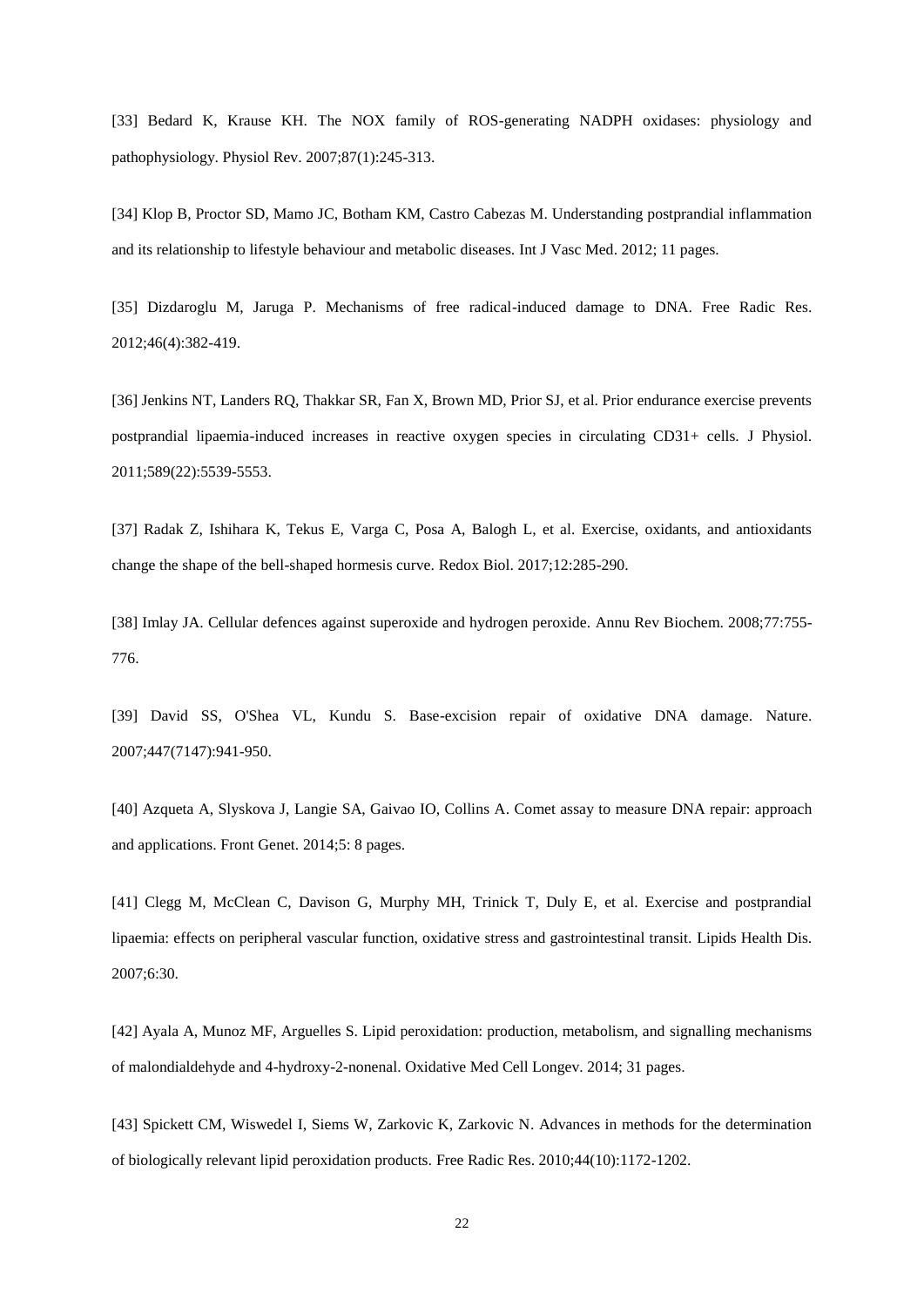[33] Bedard K, Krause KH. The NOX family of ROS-generating NADPH oxidases: physiology and pathophysiology. Physiol Rev. 2007;87(1):245-313.

[34] Klop B, Proctor SD, Mamo JC, Botham KM, Castro Cabezas M. Understanding postprandial inflammation and its relationship to lifestyle behaviour and metabolic diseases. Int J Vasc Med. 2012; 11 pages.

[35] Dizdaroglu M, Jaruga P. Mechanisms of free radical-induced damage to DNA. Free Radic Res. 2012;46(4):382-419.

[36] Jenkins NT, Landers RQ, Thakkar SR, Fan X, Brown MD, Prior SJ, et al. Prior endurance exercise prevents postprandial lipaemia-induced increases in reactive oxygen species in circulating CD31+ cells. J Physiol. 2011;589(22):5539-5553.

[37] Radak Z, Ishihara K, Tekus E, Varga C, Posa A, Balogh L, et al. Exercise, oxidants, and antioxidants change the shape of the bell-shaped hormesis curve. Redox Biol. 2017;12:285-290.

[38] Imlay JA. Cellular defences against superoxide and hydrogen peroxide. Annu Rev Biochem. 2008;77:755-776.

[39] David SS, O'Shea VL, Kundu S. Base-excision repair of oxidative DNA damage. Nature. 2007;447(7147):941-950.

[40] Azqueta A, Slyskova J, Langie SA, Gaivao IO, Collins A. Comet assay to measure DNA repair: approach and applications. Front Genet. 2014;5: 8 pages.

[41] Clegg M, McClean C, Davison G, Murphy MH, Trinick T, Duly E, et al. Exercise and postprandial lipaemia: effects on peripheral vascular function, oxidative stress and gastrointestinal transit. Lipids Health Dis. 2007;6:30.

[42] Ayala A, Munoz MF, Arguelles S. Lipid peroxidation: production, metabolism, and signalling mechanisms of malondialdehyde and 4-hydroxy-2-nonenal. Oxidative Med Cell Longev. 2014; 31 pages.

[43] Spickett CM, Wiswedel I, Siems W, Zarkovic K, Zarkovic N. Advances in methods for the determination of biologically relevant lipid peroxidation products. Free Radic Res. 2010;44(10):1172-1202.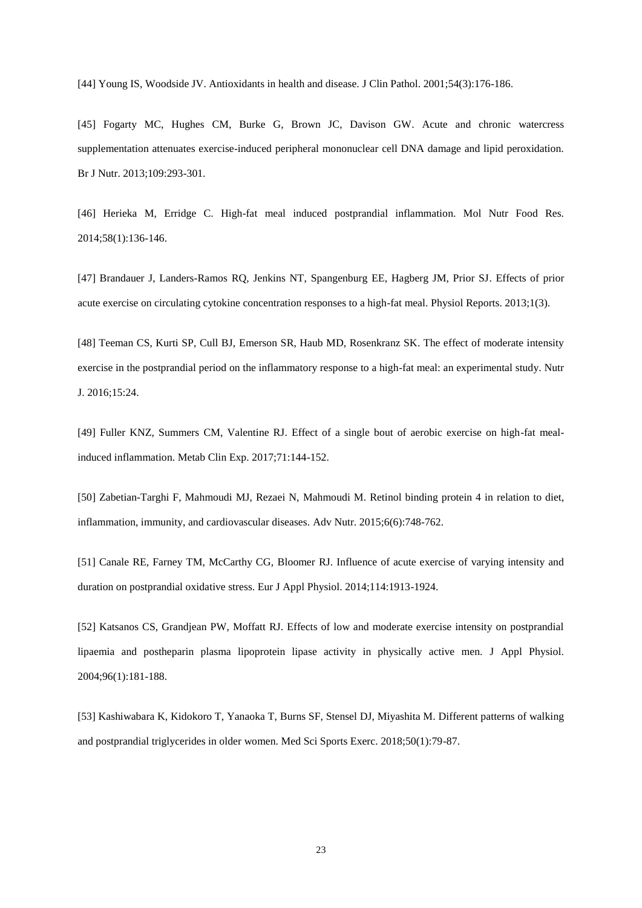[44] Young IS, Woodside JV. Antioxidants in health and disease. J Clin Pathol. 2001;54(3):176-186.

[45] Fogarty MC, Hughes CM, Burke G, Brown JC, Davison GW. Acute and chronic watercress supplementation attenuates exercise-induced peripheral mononuclear cell DNA damage and lipid peroxidation. Br J Nutr. 2013;109:293-301.

[46] Herieka M, Erridge C. High-fat meal induced postprandial inflammation. Mol Nutr Food Res. 2014;58(1):136-146.

[47] Brandauer J, Landers-Ramos RQ, Jenkins NT, Spangenburg EE, Hagberg JM, Prior SJ. Effects of prior acute exercise on circulating cytokine concentration responses to a high-fat meal. Physiol Reports. 2013;1(3).

[48] Teeman CS, Kurti SP, Cull BJ, Emerson SR, Haub MD, Rosenkranz SK. The effect of moderate intensity exercise in the postprandial period on the inflammatory response to a high-fat meal: an experimental study. Nutr J. 2016;15:24.

[49] Fuller KNZ, Summers CM, Valentine RJ. Effect of a single bout of aerobic exercise on high-fat meal-induced inflammation. Metab Clin Exp. 2017;71:144-152.

[50] Zabetian-Targhi F, Mahmoudi MJ, Rezaei N, Mahmoudi M. Retinol binding protein 4 in relation to diet, inflammation, immunity, and cardiovascular diseases. Adv Nutr. 2015;6(6):748-762.

[51] Canale RE, Farney TM, McCarthy CG, Bloomer RJ. Influence of acute exercise of varying intensity and duration on postprandial oxidative stress. Eur J Appl Physiol. 2014;114:1913-1924.

[52] Katsanos CS, Grandjean PW, Moffatt RJ. Effects of low and moderate exercise intensity on postprandial lipaemia and postheparin plasma lipoprotein lipase activity in physically active men. J Appl Physiol. 2004;96(1):181-188.

[53] Kashiwabara K, Kidokoro T, Yanaoka T, Burns SF, Stensel DJ, Miyashita M. Different patterns of walking and postprandial triglycerides in older women. Med Sci Sports Exerc. 2018;50(1):79-87.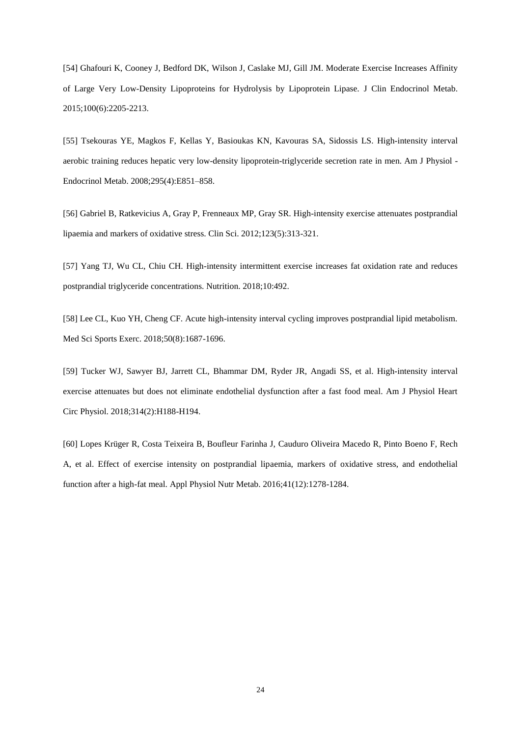[54] Ghafouri K, Cooney J, Bedford DK, Wilson J, Caslake MJ, Gill JM. Moderate Exercise Increases Affinity of Large Very Low-Density Lipoproteins for Hydrolysis by Lipoprotein Lipase. J Clin Endocrinol Metab. 2015;100(6):2205-2213.

[55] Tsekouras YE, Magkos F, Kellas Y, Basioukas KN, Kavouras SA, Sidossis LS. High-intensity interval aerobic training reduces hepatic very low-density lipoprotein-triglyceride secretion rate in men. Am J Physiol - Endocrinol Metab. 2008;295(4):E851–858.

[56] Gabriel B, Ratkevicius A, Gray P, Frenneaux MP, Gray SR. High-intensity exercise attenuates postprandial lipaemia and markers of oxidative stress. Clin Sci. 2012;123(5):313-321.

[57] Yang TJ, Wu CL, Chiu CH. High-intensity intermittent exercise increases fat oxidation rate and reduces postprandial triglyceride concentrations. Nutrition. 2018;10:492.

[58] Lee CL, Kuo YH, Cheng CF. Acute high-intensity interval cycling improves postprandial lipid metabolism. Med Sci Sports Exerc. 2018;50(8):1687-1696.

[59] Tucker WJ, Sawyer BJ, Jarrett CL, Bhammar DM, Ryder JR, Angadi SS, et al. High-intensity interval exercise attenuates but does not eliminate endothelial dysfunction after a fast food meal. Am J Physiol Heart Circ Physiol. 2018;314(2):H188-H194.

[60] Lopes Krüger R, Costa Teixeira B, Boufleur Farinha J, Cauduro Oliveira Macedo R, Pinto Boeno F, Rech A, et al. Effect of exercise intensity on postprandial lipaemia, markers of oxidative stress, and endothelial function after a high-fat meal. Appl Physiol Nutr Metab. 2016;41(12):1278-1284.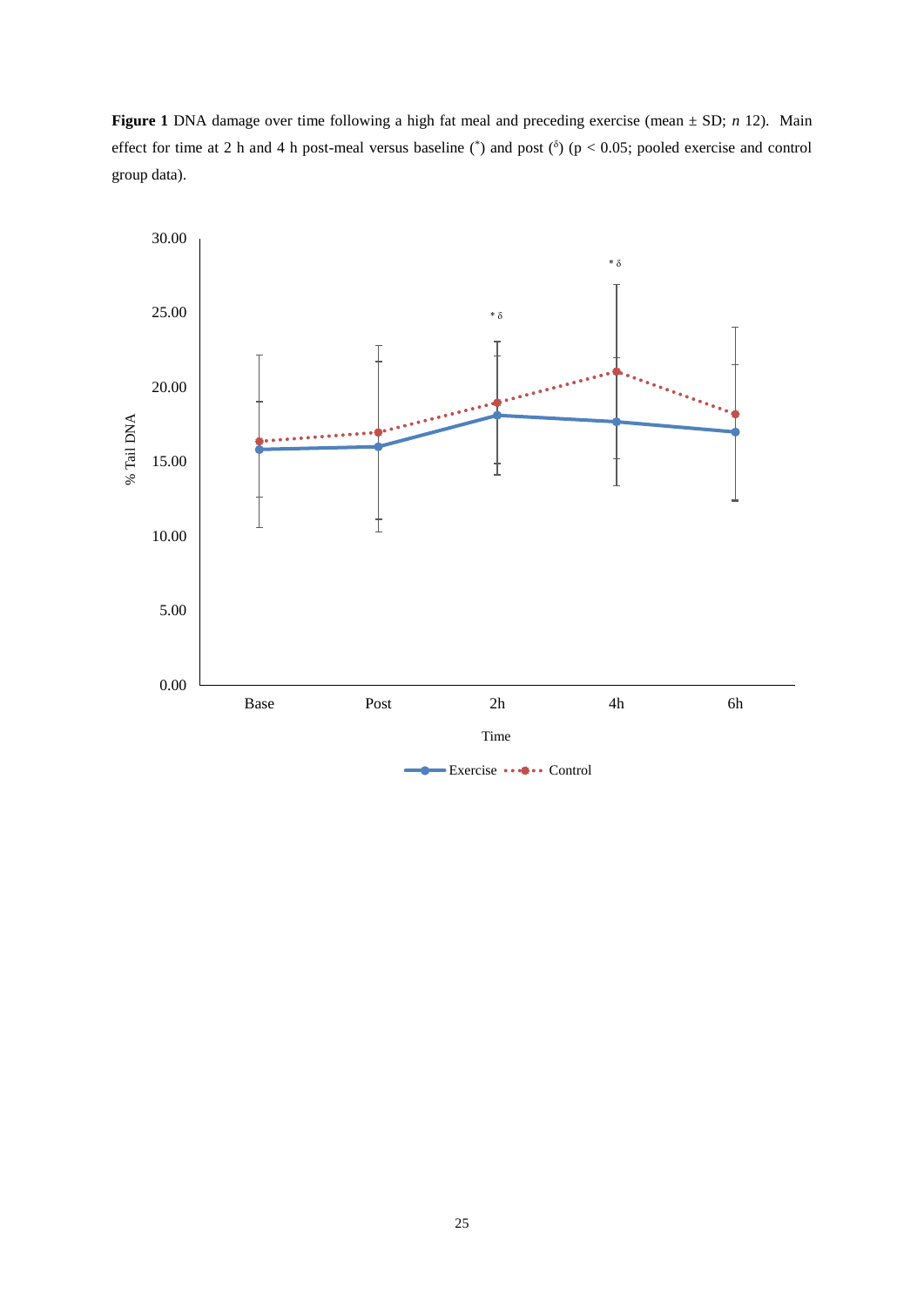**Figure 1** DNA damage over time following a high fat meal and preceding exercise (mean ± SD; *n* 12). Main effect for time at 2 h and 4 h post-meal versus baseline ($^*$) and post ($^\delta$) ($p < 0.05$; pooled exercise and control group data).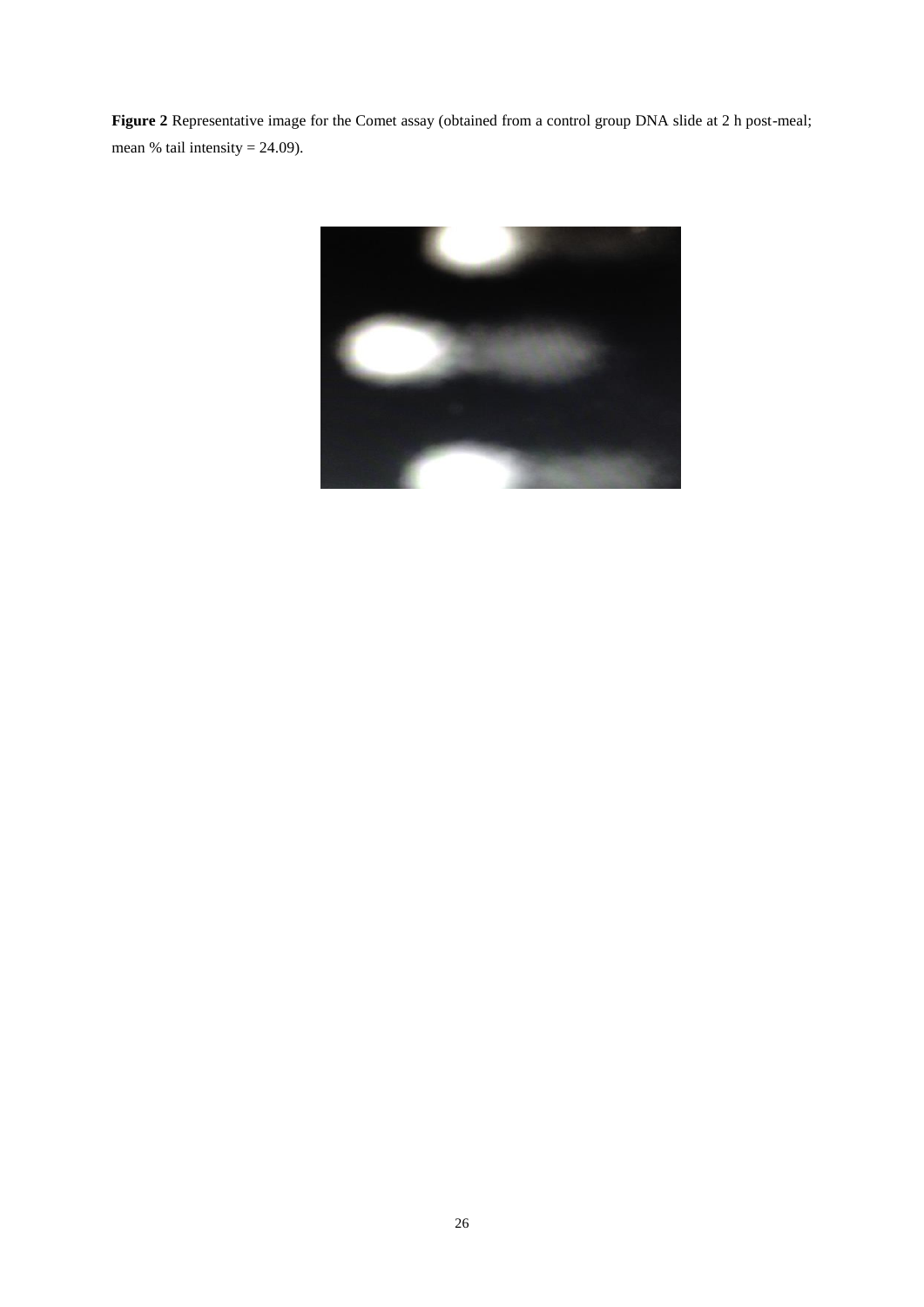**Figure 2** Representative image for the Comet assay (obtained from a control group DNA slide at 2 h post-meal; mean % tail intensity = 24.09).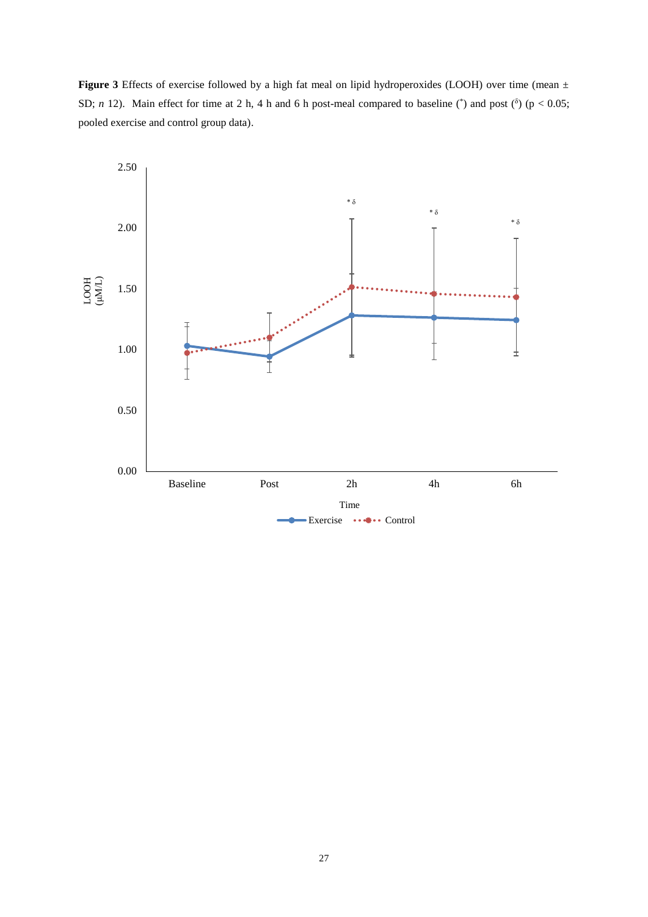**Figure 3** Effects of exercise followed by a high fat meal on lipid hydroperoxides (LOOH) over time (mean ± SD; *n* 12). Main effect for time at 2 h, 4 h and 6 h post-meal compared to baseline (*) and post (δ) ($p < 0.05$; pooled exercise and control group data).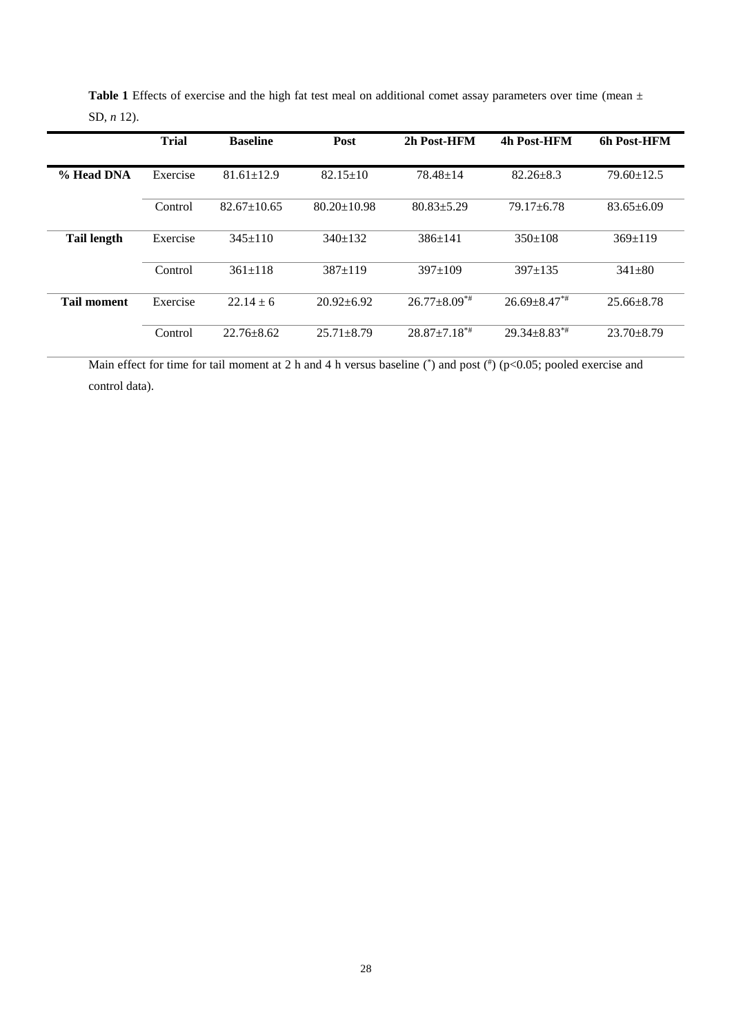**Table 1** Effects of exercise and the high fat test meal on additional comet assay parameters over time (mean ± SD, *n* 12).

| | Trial | Baseline | Post | 2h Post-HFM | 4h Post-HFM | 6h Post-HFM |
|---|---|---|---|---|---|---|
| **% Head DNA** | Exercise | 81.61±12.9 | 82.15±10 | 78.48±14 | 82.26±8.3 | 79.60±12.5 |
| | Control | 82.67±10.65 | 80.20±10.98 | 80.83±5.29 | 79.17±6.78 | 83.65±6.09 |
| **Tail length** | Exercise | 345±110 | 340±132 | 386±141 | 350±108 | 369±119 |
| | Control | 361±118 | 387±119 | 397±109 | 397±135 | 341±80 |
| **Tail moment** | Exercise | 22.14 ± 6 | 20.92±6.92 | 26.77±8.09*# | 26.69±8.47*# | 25.66±8.78 |
| | Control | 22.76±8.62 | 25.71±8.79 | 28.87±7.18*# | 29.34±8.83*# | 23.70±8.79 |

Main effect for time for tail moment at 2 h and 4 h versus baseline (*) and post (#) ($p<0.05$; pooled exercise and control data).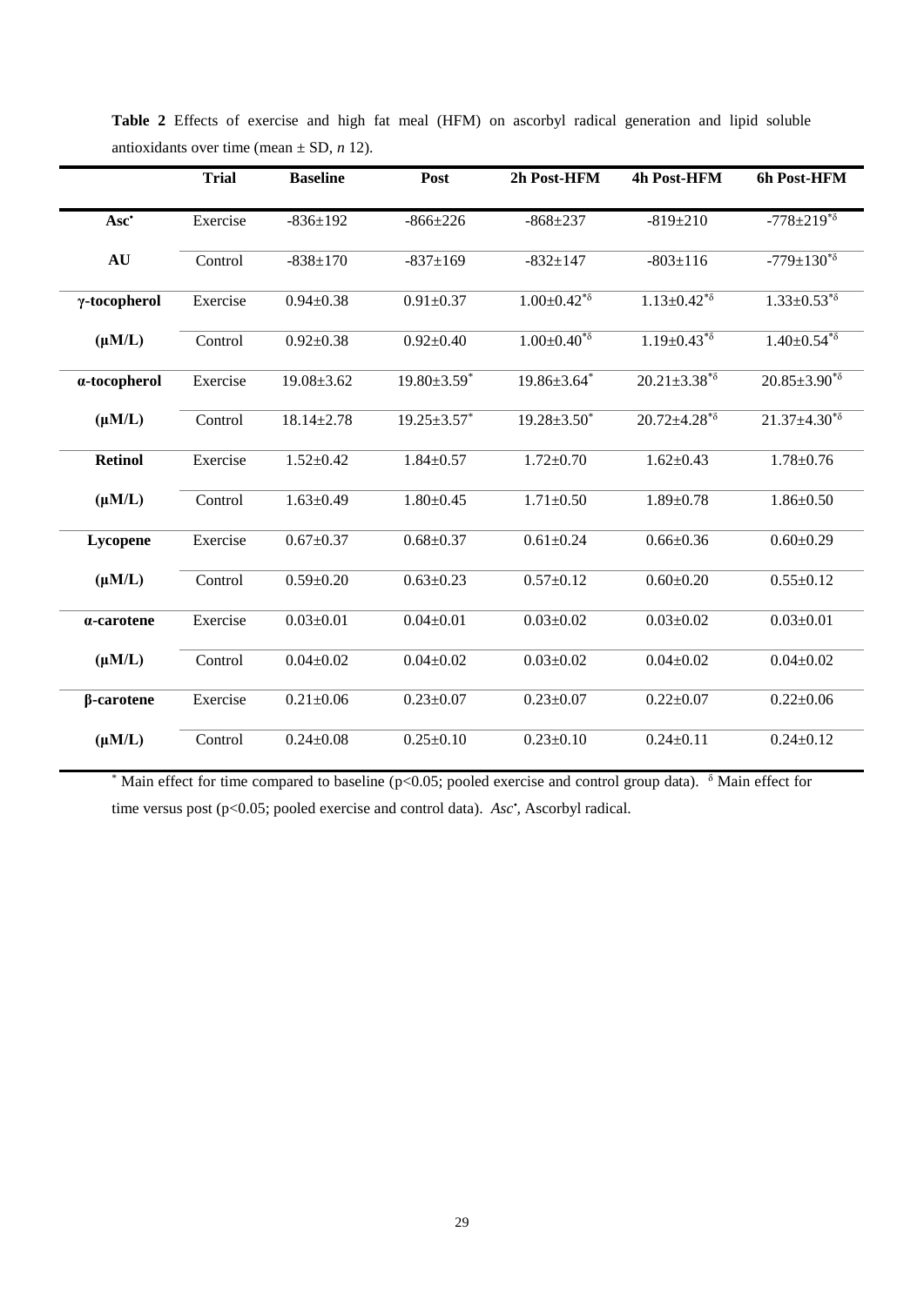**Table 2** Effects of exercise and high fat meal (HFM) on ascorbyl radical generation and lipid soluble antioxidants over time (mean ± SD, *n* 12).

| | Trial | Baseline | Post | 2h Post-HFM | 4h Post-HFM | 6h Post-HFM |
|---|---|---|---|---|---|---|
| **Asc•** | Exercise | -836±192 | -866±226 | -868±237 | -819±210 | -778±219$^{*\delta}$ |
| **AU** | Control | -838±170 | -837±169 | -832±147 | -803±116 | -779±130$^{*\delta}$ |
| **γ-tocopherol** | Exercise | 0.94±0.38 | 0.91±0.37 | 1.00±0.42$^{*\delta}$ | 1.13±0.42$^{*\delta}$ | 1.33±0.53$^{*\delta}$ |
| **(μM/L)** | Control | 0.92±0.38 | 0.92±0.40 | 1.00±0.40$^{*\delta}$ | 1.19±0.43$^{*\delta}$ | 1.40±0.54$^{*\delta}$ |
| **α-tocopherol** | Exercise | 19.08±3.62 | 19.80±3.59$^{*}$ | 19.86±3.64$^{*}$ | 20.21±3.38$^{*\delta}$ | 20.85±3.90$^{*\delta}$ |
| **(μM/L)** | Control | 18.14±2.78 | 19.25±3.57$^{*}$ | 19.28±3.50$^{*}$ | 20.72±4.28$^{*\delta}$ | 21.37±4.30$^{*\delta}$ |
| **Retinol** | Exercise | 1.52±0.42 | 1.84±0.57 | 1.72±0.70 | 1.62±0.43 | 1.78±0.76 |
| **(μM/L)** | Control | 1.63±0.49 | 1.80±0.45 | 1.71±0.50 | 1.89±0.78 | 1.86±0.50 |
| **Lycopene** | Exercise | 0.67±0.37 | 0.68±0.37 | 0.61±0.24 | 0.66±0.36 | 0.60±0.29 |
| **(μM/L)** | Control | 0.59±0.20 | 0.63±0.23 | 0.57±0.12 | 0.60±0.20 | 0.55±0.12 |
| **α-carotene** | Exercise | 0.03±0.01 | 0.04±0.01 | 0.03±0.02 | 0.03±0.02 | 0.03±0.01 |
| **(μM/L)** | Control | 0.04±0.02 | 0.04±0.02 | 0.03±0.02 | 0.04±0.02 | 0.04±0.02 |
| **β-carotene** | Exercise | 0.21±0.06 | 0.23±0.07 | 0.23±0.07 | 0.22±0.07 | 0.22±0.06 |
| **(μM/L)** | Control | 0.24±0.08 | 0.25±0.10 | 0.23±0.10 | 0.24±0.11 | 0.24±0.12 |

$^{*}$ Main effect for time compared to baseline ($p<0.05$; pooled exercise and control group data). $^{\delta}$ Main effect for time versus post ($p<0.05$; pooled exercise and control data). *Asc•*, Ascorbyl radical.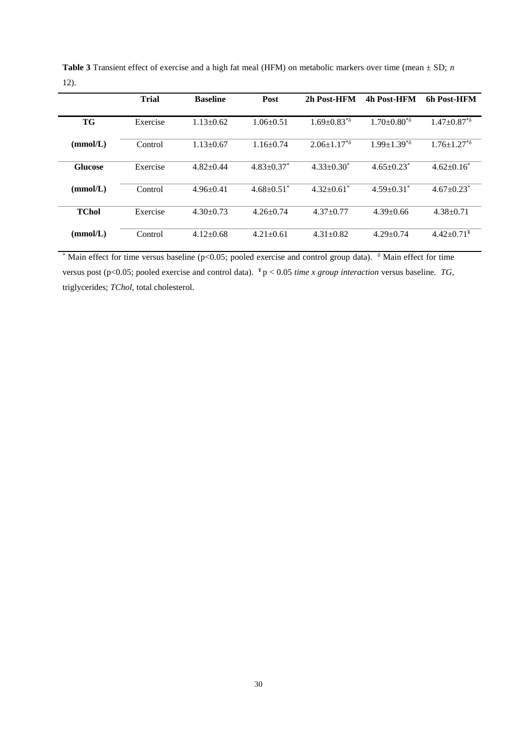**Table 3** Transient effect of exercise and a high fat meal (HFM) on metabolic markers over time (mean ± SD; *n* 12).

| | Trial | Baseline | Post | 2h Post-HFM | 4h Post-HFM | 6h Post-HFM |
|---|---|---|---|---|---|---|
| **TG** | Exercise | 1.13±0.62 | 1.06±0.51 | $1.69{\pm}0.83^{*\delta}$ | $1.70{\pm}0.80^{*\delta}$ | $1.47{\pm}0.87^{*\delta}$ |
| **(mmol/L)** | Control | 1.13±0.67 | 1.16±0.74 | $2.06{\pm}1.17^{*\delta}$ | $1.99{\pm}1.39^{*\delta}$ | $1.76{\pm}1.27^{*\delta}$ |
| **Glucose** | Exercise | 4.82±0.44 | $4.83{\pm}0.37^{*}$ | $4.33{\pm}0.30^{*}$ | $4.65{\pm}0.23^{*}$ | $4.62{\pm}0.16^{*}$ |
| **(mmol/L)** | Control | 4.96±0.41 | $4.68{\pm}0.51^{*}$ | $4.32{\pm}0.61^{*}$ | $4.59{\pm}0.31^{*}$ | $4.67{\pm}0.23^{*}$ |
| **TChol** | Exercise | 4.30±0.73 | 4.26±0.74 | 4.37±0.77 | 4.39±0.66 | 4.38±0.71 |
| **(mmol/L)** | Control | 4.12±0.68 | 4.21±0.61 | 4.31±0.82 | 4.29±0.74 | $4.42{\pm}0.71^{¥}$ |

$^{*}$ Main effect for time versus baseline ($p<0.05$; pooled exercise and control group data). $^{\delta}$ Main effect for time versus post ($p<0.05$; pooled exercise and control data). $^{¥}$ $p < 0.05$ *time x group interaction* versus baseline. *TG,* triglycerides; *TChol,* total cholesterol.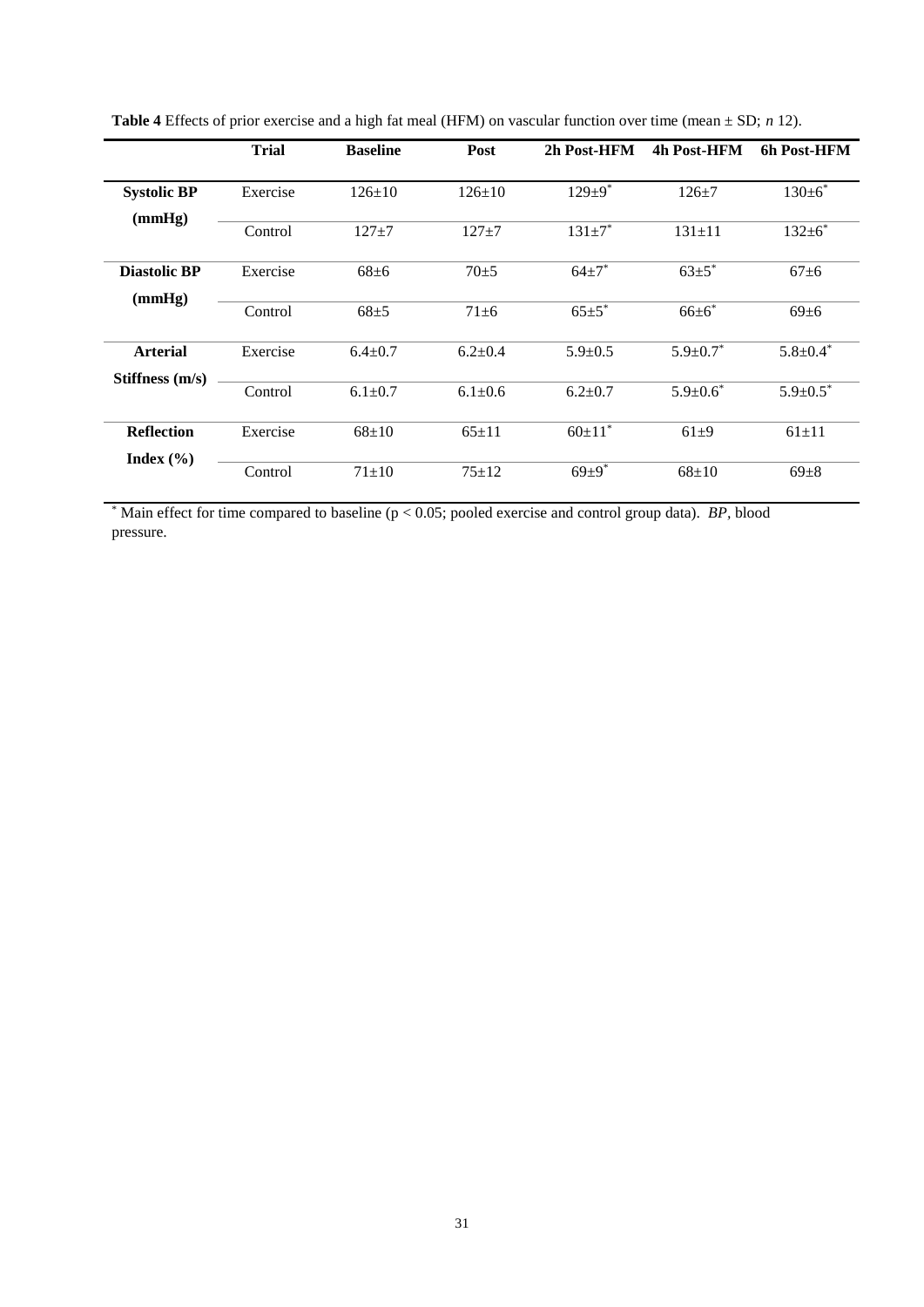**Table 4** Effects of prior exercise and a high fat meal (HFM) on vascular function over time (mean ± SD; *n* 12).

| | Trial | Baseline | Post | 2h Post-HFM | 4h Post-HFM | 6h Post-HFM |
|---|---|---|---|---|---|---|
| **Systolic BP (mmHg)** | Exercise | 126±10 | 126±10 | 129±9* | 126±7 | 130±6* |
| | Control | 127±7 | 127±7 | 131±7* | 131±11 | 132±6* |
| **Diastolic BP (mmHg)** | Exercise | 68±6 | 70±5 | 64±7* | 63±5* | 67±6 |
| | Control | 68±5 | 71±6 | 65±5* | 66±6* | 69±6 |
| **Arterial Stiffness (m/s)** | Exercise | 6.4±0.7 | 6.2±0.4 | 5.9±0.5 | 5.9±0.7* | 5.8±0.4* |
| | Control | 6.1±0.7 | 6.1±0.6 | 6.2±0.7 | 5.9±0.6* | 5.9±0.5* |
| **Reflection Index (%)** | Exercise | 68±10 | 65±11 | 60±11* | 61±9 | 61±11 |
| | Control | 71±10 | 75±12 | 69±9* | 68±10 | 69±8 |

* Main effect for time compared to baseline ($p < 0.05$; pooled exercise and control group data). *BP*, blood pressure.